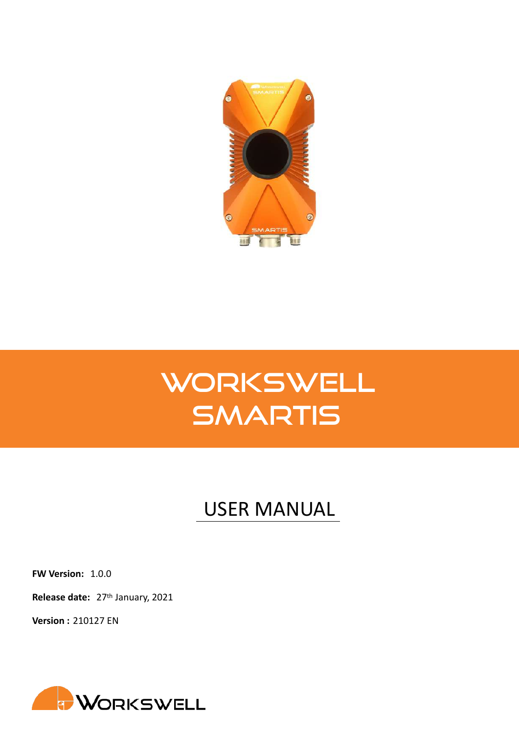# WORKSWELL SMARTIS

## USER MANUAL

**FW Version:** 1.0.0

**Release date:** 27th January, 2021

**Version :** 210127 EN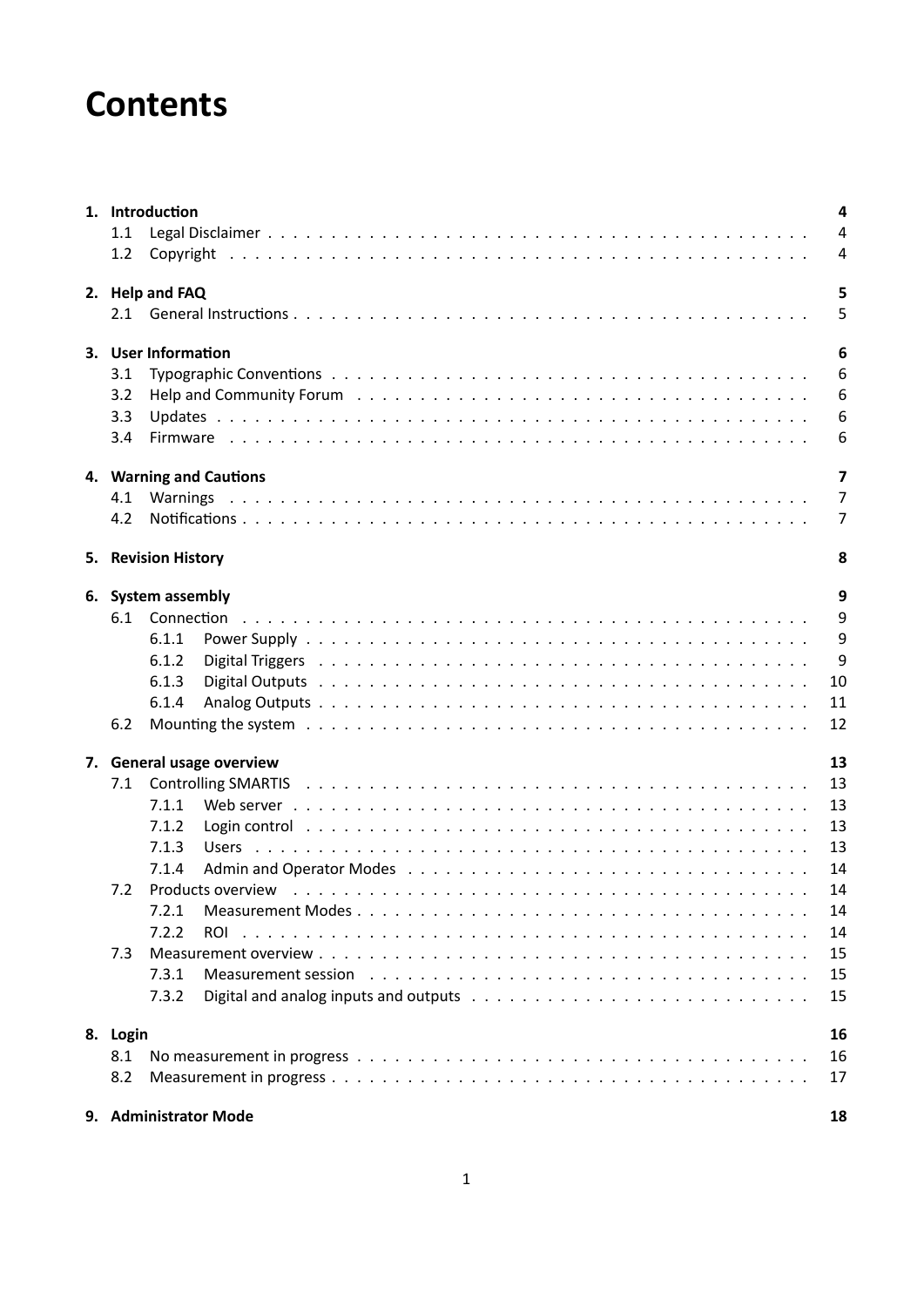# Contents

**1. Introduction** **4**
- 1.1 Legal Disclaimer . . . . . 4
- 1.2 Copyright . . . . . 4

**2. Help and FAQ** **5**
- 2.1 General Instructions . . . . . 5

**3. User Information** **6**
- 3.1 Typographic Conventions . . . . . 6
- 3.2 Help and Community Forum . . . . . 6
- 3.3 Updates . . . . . 6
- 3.4 Firmware . . . . . 6

**4. Warning and Cautions** **7**
- 4.1 Warnings . . . . . 7
- 4.2 Notifications . . . . . 7

**5. Revision History** **8**

**6. System assembly** **9**
- 6.1 Connection . . . . . 9
  - 6.1.1 Power Supply . . . . . 9
  - 6.1.2 Digital Triggers . . . . . 9
  - 6.1.3 Digital Outputs . . . . . 10
  - 6.1.4 Analog Outputs . . . . . 11
- 6.2 Mounting the system . . . . . 12

**7. General usage overview** **13**
- 7.1 Controlling SMARTIS . . . . . 13
  - 7.1.1 Web server . . . . . 13
  - 7.1.2 Login control . . . . . 13
  - 7.1.3 Users . . . . . 13
  - 7.1.4 Admin and Operator Modes . . . . . 14
- 7.2 Products overview . . . . . 14
  - 7.2.1 Measurement Modes . . . . . 14
  - 7.2.2 ROI . . . . . 14
- 7.3 Measurement overview . . . . . 15
  - 7.3.1 Measurement session . . . . . 15
  - 7.3.2 Digital and analog inputs and outputs . . . . . 15

**8. Login** **16**
- 8.1 No measurement in progress . . . . . 16
- 8.2 Measurement in progress . . . . . 17

**9. Administrator Mode** **18**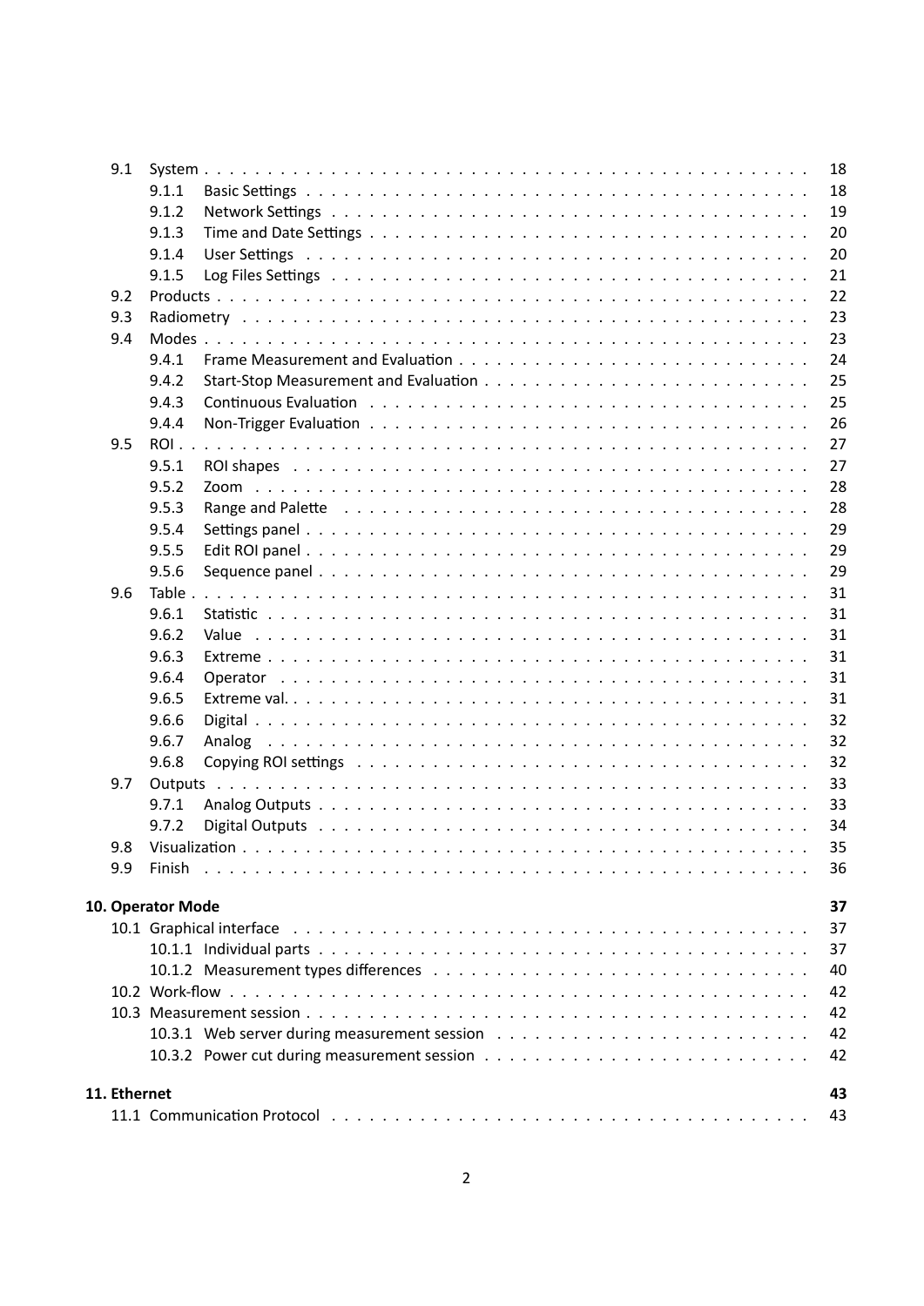- 9.1 System . . . 18
  - 9.1.1 Basic Settings . . . 18
  - 9.1.2 Network Settings . . . 19
  - 9.1.3 Time and Date Settings . . . 20
  - 9.1.4 User Settings . . . 20
  - 9.1.5 Log Files Settings . . . 21
- 9.2 Products . . . 22
- 9.3 Radiometry . . . 23
- 9.4 Modes . . . 23
  - 9.4.1 Frame Measurement and Evaluation . . . 24
  - 9.4.2 Start-Stop Measurement and Evaluation . . . 25
  - 9.4.3 Continuous Evaluation . . . 25
  - 9.4.4 Non-Trigger Evaluation . . . 26
- 9.5 ROI . . . 27
  - 9.5.1 ROI shapes . . . 27
  - 9.5.2 Zoom . . . 28
  - 9.5.3 Range and Palette . . . 28
  - 9.5.4 Settings panel . . . 29
  - 9.5.5 Edit ROI panel . . . 29
  - 9.5.6 Sequence panel . . . 29
- 9.6 Table . . . 31
  - 9.6.1 Statistic . . . 31
  - 9.6.2 Value . . . 31
  - 9.6.3 Extreme . . . 31
  - 9.6.4 Operator . . . 31
  - 9.6.5 Extreme val. . . . 31
  - 9.6.6 Digital . . . 32
  - 9.6.7 Analog . . . 32
  - 9.6.8 Copying ROI settings . . . 32
- 9.7 Outputs . . . 33
  - 9.7.1 Analog Outputs . . . 33
  - 9.7.2 Digital Outputs . . . 34
- 9.8 Visualization . . . 35
- 9.9 Finish . . . 36

**10. Operator Mode** **37**

- 10.1 Graphical interface . . . 37
  - 10.1.1 Individual parts . . . 37
  - 10.1.2 Measurement types differences . . . 40
- 10.2 Work-flow . . . 42
- 10.3 Measurement session . . . 42
  - 10.3.1 Web server during measurement session . . . 42
  - 10.3.2 Power cut during measurement session . . . 42

**11. Ethernet** **43**

- 11.1 Communication Protocol . . . 43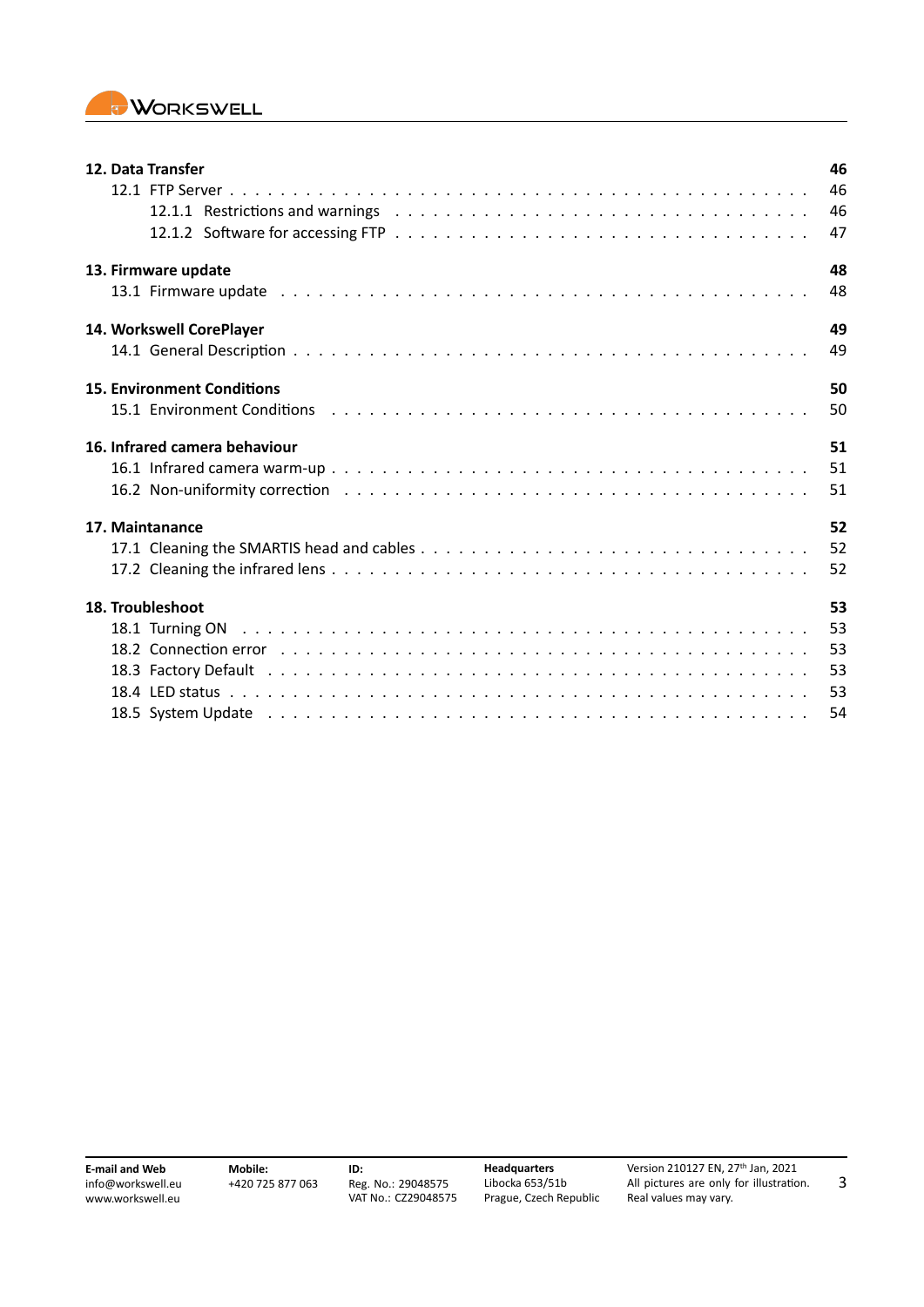**12. Data Transfer** 46

- 12.1 FTP Server . . . 46
  - 12.1.1 Restrictions and warnings . . . 46
  - 12.1.2 Software for accessing FTP . . . 47

**13. Firmware update** 48

- 13.1 Firmware update . . . 48

**14. Workswell CorePlayer** 49

- 14.1 General Description . . . 49

**15. Environment Conditions** 50

- 15.1 Environment Conditions . . . 50

**16. Infrared camera behaviour** 51

- 16.1 Infrared camera warm-up . . . 51
- 16.2 Non-uniformity correction . . . 51

**17. Maintanance** 52

- 17.1 Cleaning the SMARTIS head and cables . . . 52
- 17.2 Cleaning the infrared lens . . . 52

**18. Troubleshoot** 53

- 18.1 Turning ON . . . 53
- 18.2 Connection error . . . 53
- 18.3 Factory Default . . . 53
- 18.4 LED status . . . 53
- 18.5 System Update . . . 54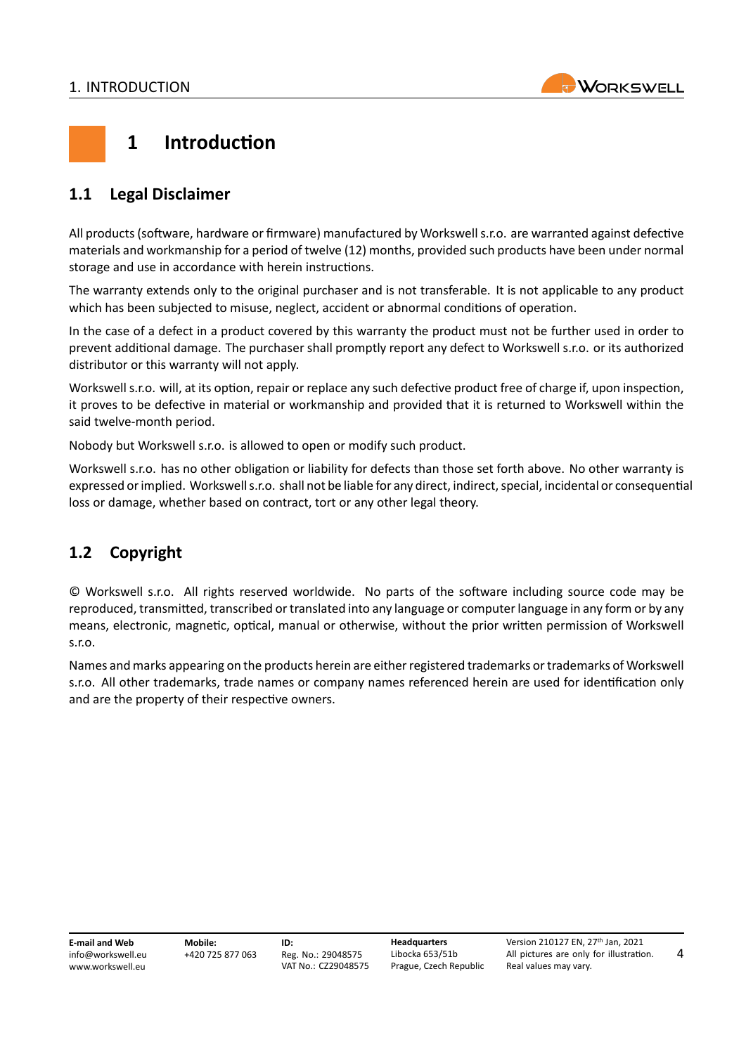# 1 Introduction

## 1.1 Legal Disclaimer

All products (software, hardware or firmware) manufactured by Workswell s.r.o. are warranted against defective materials and workmanship for a period of twelve (12) months, provided such products have been under normal storage and use in accordance with herein instructions.

The warranty extends only to the original purchaser and is not transferable. It is not applicable to any product which has been subjected to misuse, neglect, accident or abnormal conditions of operation.

In the case of a defect in a product covered by this warranty the product must not be further used in order to prevent additional damage. The purchaser shall promptly report any defect to Workswell s.r.o. or its authorized distributor or this warranty will not apply.

Workswell s.r.o. will, at its option, repair or replace any such defective product free of charge if, upon inspection, it proves to be defective in material or workmanship and provided that it is returned to Workswell within the said twelve-month period.

Nobody but Workswell s.r.o. is allowed to open or modify such product.

Workswell s.r.o. has no other obligation or liability for defects than those set forth above. No other warranty is expressed or implied. Workswell s.r.o. shall not be liable for any direct, indirect, special, incidental or consequential loss or damage, whether based on contract, tort or any other legal theory.

## 1.2 Copyright

© Workswell s.r.o. All rights reserved worldwide. No parts of the software including source code may be reproduced, transmitted, transcribed or translated into any language or computer language in any form or by any means, electronic, magnetic, optical, manual or otherwise, without the prior written permission of Workswell s.r.o.

Names and marks appearing on the products herein are either registered trademarks or trademarks of Workswell s.r.o. All other trademarks, trade names or company names referenced herein are used for identification only and are the property of their respective owners.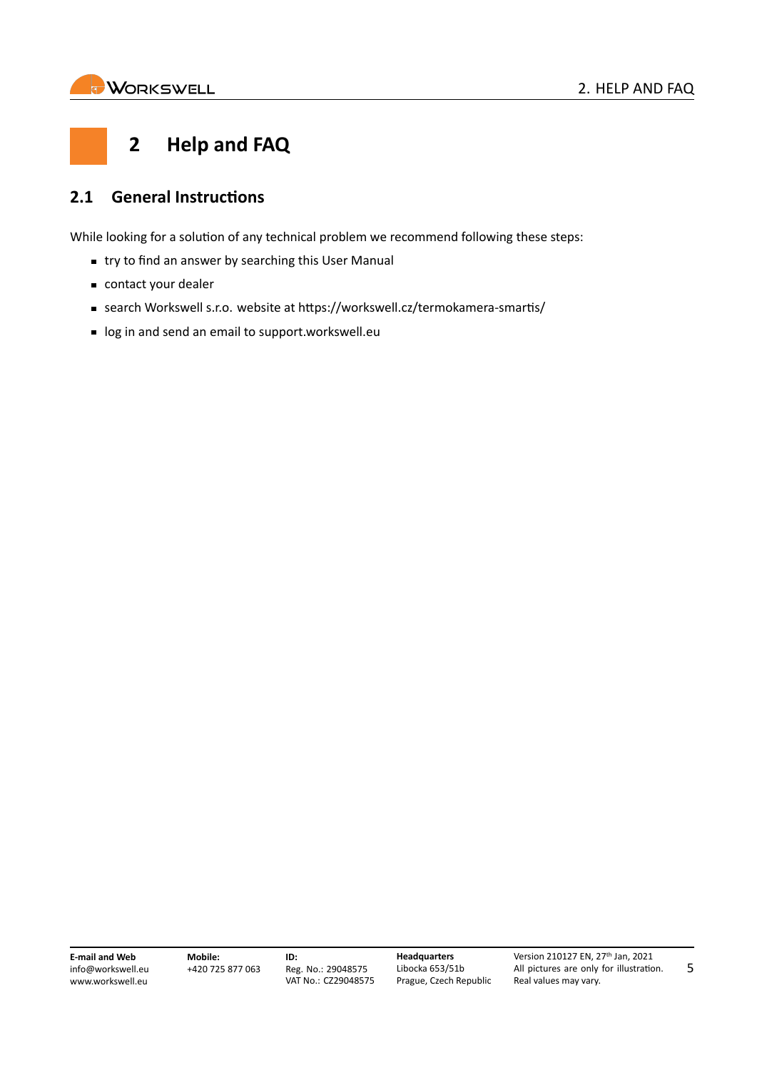# 2 Help and FAQ

## 2.1 General Instructions

While looking for a solution of any technical problem we recommend following these steps:

- try to find an answer by searching this User Manual
- contact your dealer
- search Workswell s.r.o. website at https://workswell.cz/termokamera-smartis/
- log in and send an email to support.workswell.eu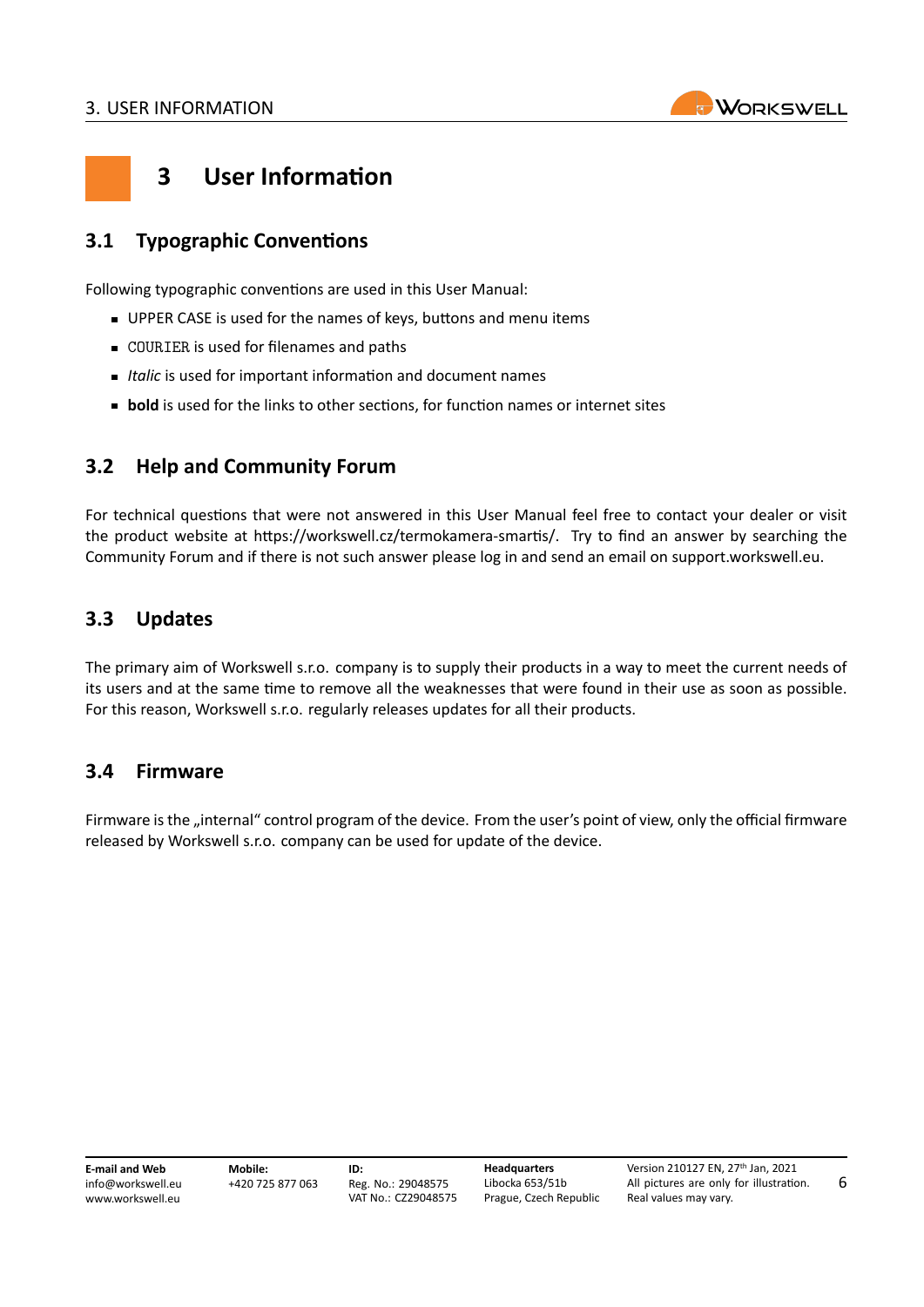# 3 User Information

## 3.1 Typographic Conventions

Following typographic conventions are used in this User Manual:

- UPPER CASE is used for the names of keys, buttons and menu items
- `COURIER` is used for filenames and paths
- *Italic* is used for important information and document names
- **bold** is used for the links to other sections, for function names or internet sites

## 3.2 Help and Community Forum

For technical questions that were not answered in this User Manual feel free to contact your dealer or visit the product website at https://workswell.cz/termokamera-smartis/. Try to find an answer by searching the Community Forum and if there is not such answer please log in and send an email on support.workswell.eu.

## 3.3 Updates

The primary aim of Workswell s.r.o. company is to supply their products in a way to meet the current needs of its users and at the same time to remove all the weaknesses that were found in their use as soon as possible. For this reason, Workswell s.r.o. regularly releases updates for all their products.

## 3.4 Firmware

Firmware is the „internal" control program of the device. From the user's point of view, only the official firmware released by Workswell s.r.o. company can be used for update of the device.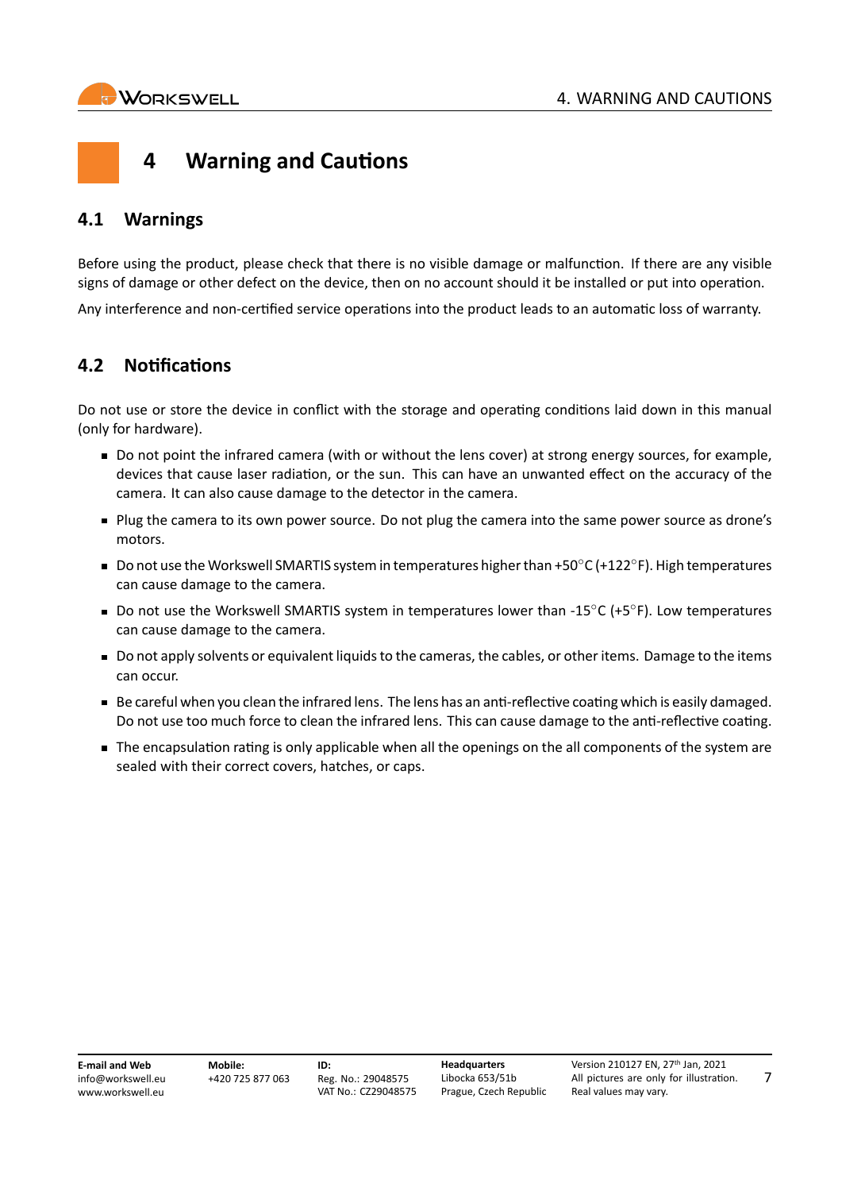# 4 Warning and Cautions

## 4.1 Warnings

Before using the product, please check that there is no visible damage or malfunction. If there are any visible signs of damage or other defect on the device, then on no account should it be installed or put into operation.

Any interference and non-certified service operations into the product leads to an automatic loss of warranty.

## 4.2 Notifications

Do not use or store the device in conflict with the storage and operating conditions laid down in this manual (only for hardware).

- Do not point the infrared camera (with or without the lens cover) at strong energy sources, for example, devices that cause laser radiation, or the sun. This can have an unwanted effect on the accuracy of the camera. It can also cause damage to the detector in the camera.
- Plug the camera to its own power source. Do not plug the camera into the same power source as drone's motors.
- Do not use the Workswell SMARTIS system in temperatures higher than +50°C (+122°F). High temperatures can cause damage to the camera.
- Do not use the Workswell SMARTIS system in temperatures lower than -15°C (+5°F). Low temperatures can cause damage to the camera.
- Do not apply solvents or equivalent liquids to the cameras, the cables, or other items. Damage to the items can occur.
- Be careful when you clean the infrared lens. The lens has an anti-reflective coating which is easily damaged. Do not use too much force to clean the infrared lens. This can cause damage to the anti-reflective coating.
- The encapsulation rating is only applicable when all the openings on the all components of the system are sealed with their correct covers, hatches, or caps.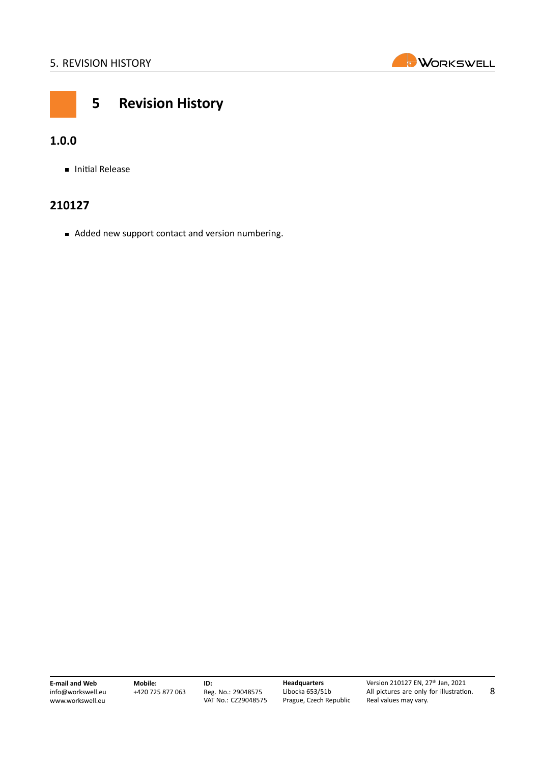# 5 Revision History

## 1.0.0

- Initial Release

## 210127

- Added new support contact and version numbering.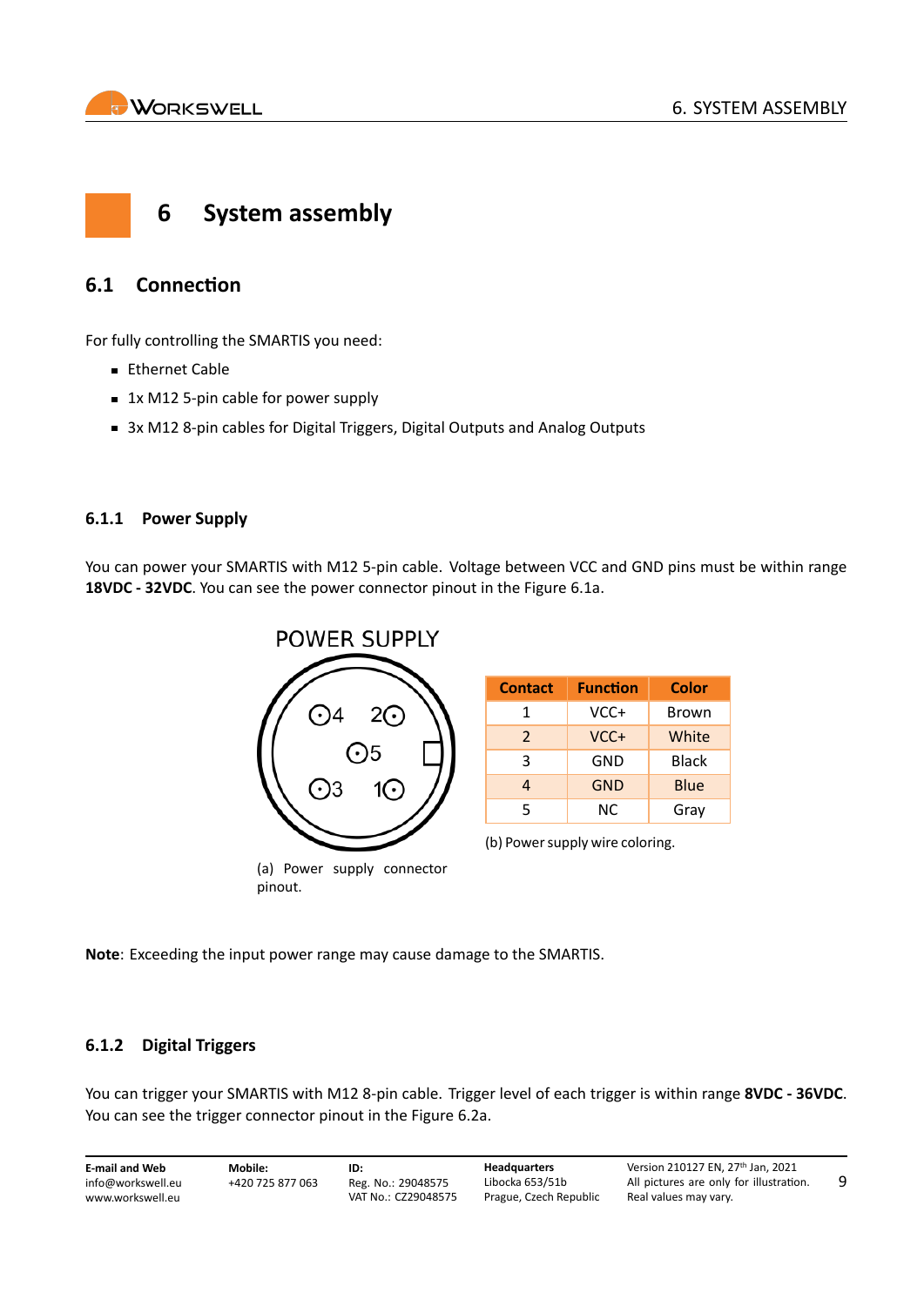# 6 System assembly

## 6.1 Connection

For fully controlling the SMARTIS you need:

- Ethernet Cable
- 1x M12 5-pin cable for power supply
- 3x M12 8-pin cables for Digital Triggers, Digital Outputs and Analog Outputs

### 6.1.1 Power Supply

You can power your SMARTIS with M12 5-pin cable. Voltage between VCC and GND pins must be within range **18VDC - 32VDC**. You can see the power connector pinout in the Figure 6.1a.

POWER SUPPLY

(a) Power supply connector pinout.

| Contact | Function | Color |
|---|---|---|
| 1 | VCC+ | Brown |
| 2 | VCC+ | White |
| 3 | GND | Black |
| 4 | GND | Blue |
| 5 | NC | Gray |

(b) Power supply wire coloring.

**Note**: Exceeding the input power range may cause damage to the SMARTIS.

### 6.1.2 Digital Triggers

You can trigger your SMARTIS with M12 8-pin cable. Trigger level of each trigger is within range **8VDC - 36VDC**. You can see the trigger connector pinout in the Figure 6.2a.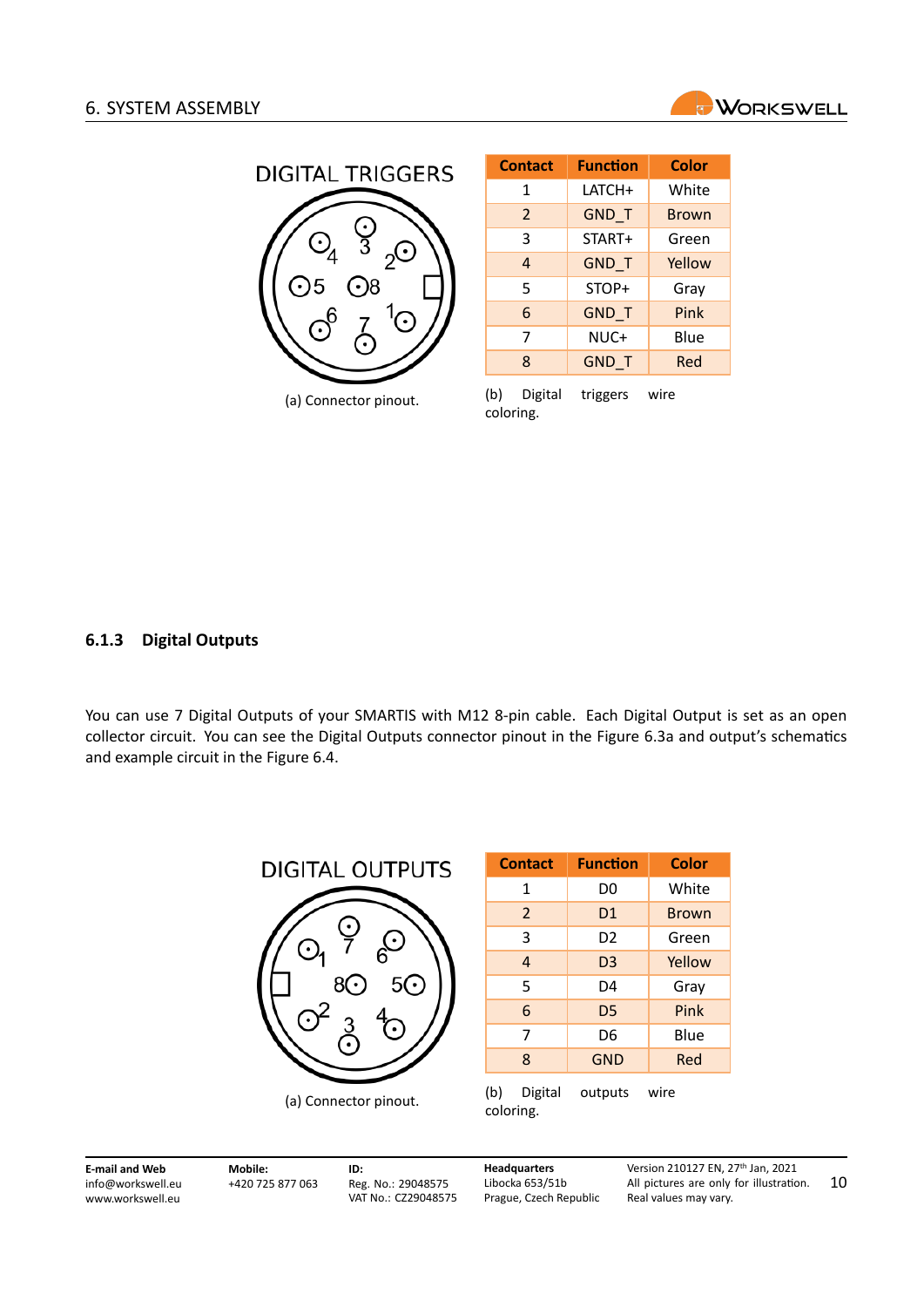DIGITAL TRIGGERS

(a) Connector pinout.

| Contact | Function | Color |
|---|---|---|
| 1 | LATCH+ | White |
| 2 | GND_T | Brown |
| 3 | START+ | Green |
| 4 | GND_T | Yellow |
| 5 | STOP+ | Gray |
| 6 | GND_T | Pink |
| 7 | NUC+ | Blue |
| 8 | GND_T | Red |

(b) Digital triggers wire coloring.

### 6.1.3 Digital Outputs

You can use 7 Digital Outputs of your SMARTIS with M12 8-pin cable. Each Digital Output is set as an open collector circuit. You can see the Digital Outputs connector pinout in the Figure 6.3a and output's schematics and example circuit in the Figure 6.4.

DIGITAL OUTPUTS

(a) Connector pinout.

| Contact | Function | Color |
|---|---|---|
| 1 | D0 | White |
| 2 | D1 | Brown |
| 3 | D2 | Green |
| 4 | D3 | Yellow |
| 5 | D4 | Gray |
| 6 | D5 | Pink |
| 7 | D6 | Blue |
| 8 | GND | Red |

(b) Digital outputs wire coloring.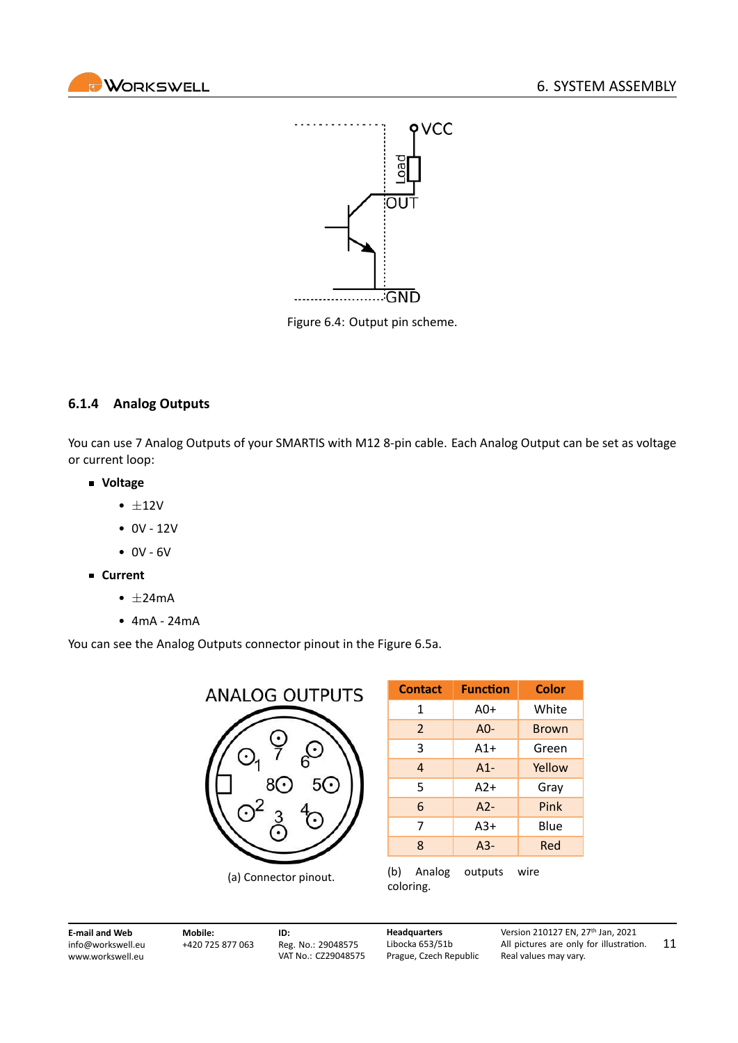Figure 6.4: Output pin scheme.

### 6.1.4 Analog Outputs

You can use 7 Analog Outputs of your SMARTIS with M12 8-pin cable. Each Analog Output can be set as voltage or current loop:

- **Voltage**
  - $\pm$12V
  - 0V - 12V
  - 0V - 6V
- **Current**
  - $\pm$24mA
  - 4mA - 24mA

You can see the Analog Outputs connector pinout in the Figure 6.5a.

(a) Connector pinout.

| Contact | Function | Color |
|---|---|---|
| 1 | A0+ | White |
| 2 | A0- | Brown |
| 3 | A1+ | Green |
| 4 | A1- | Yellow |
| 5 | A2+ | Gray |
| 6 | A2- | Pink |
| 7 | A3+ | Blue |
| 8 | A3- | Red |

(b) Analog outputs wire coloring.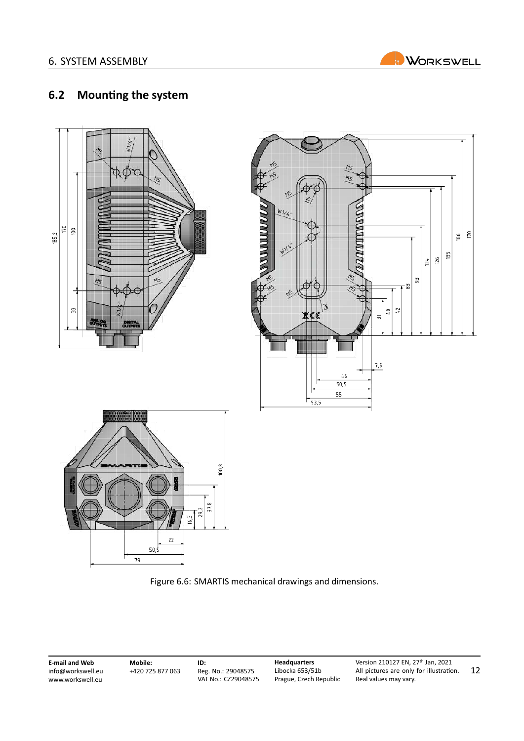## 6.2 Mounting the system

Figure 6.6: SMARTIS mechanical drawings and dimensions.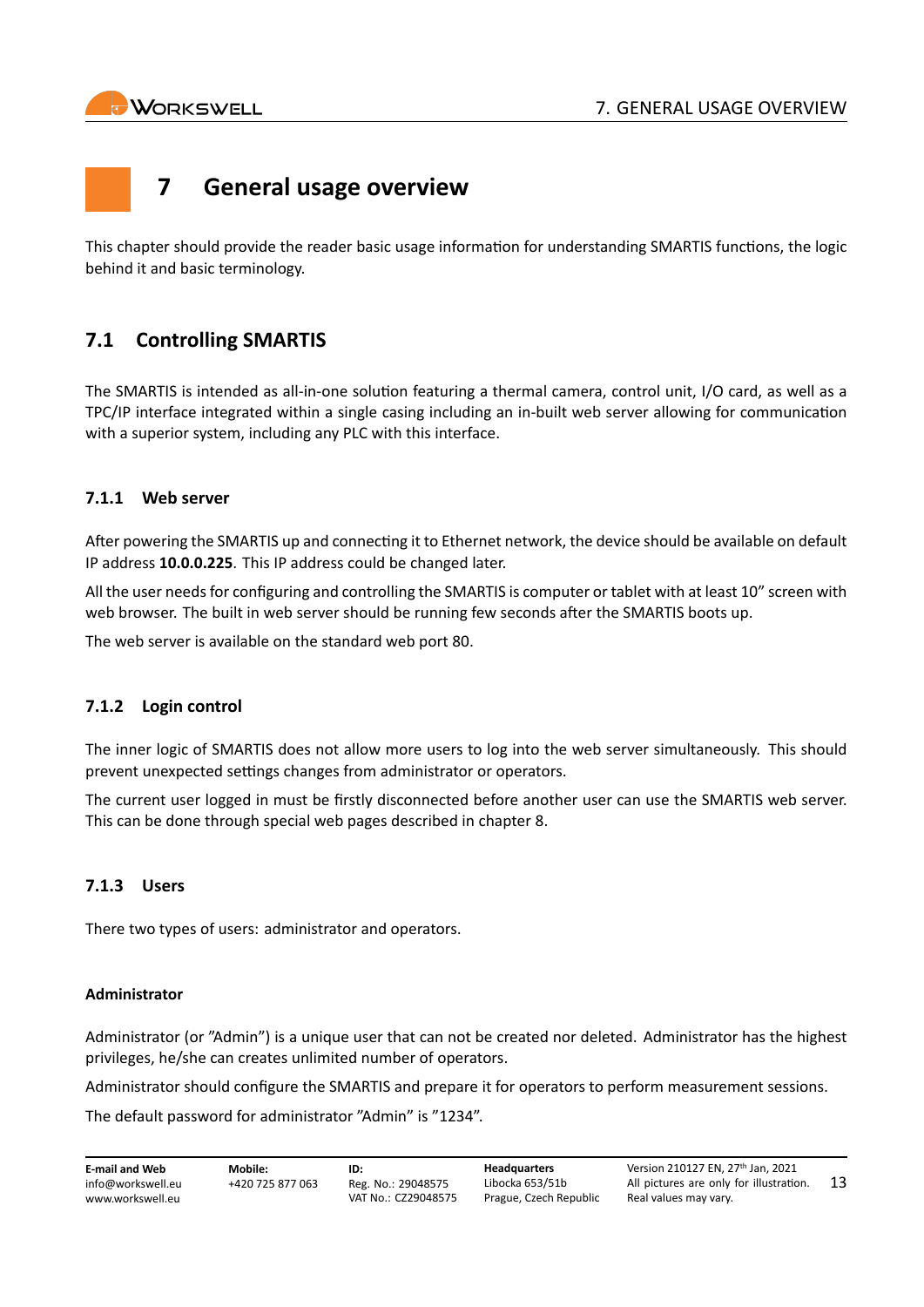# 7 General usage overview

This chapter should provide the reader basic usage information for understanding SMARTIS functions, the logic behind it and basic terminology.

## 7.1 Controlling SMARTIS

The SMARTIS is intended as all-in-one solution featuring a thermal camera, control unit, I/O card, as well as a TPC/IP interface integrated within a single casing including an in-built web server allowing for communication with a superior system, including any PLC with this interface.

### 7.1.1 Web server

After powering the SMARTIS up and connecting it to Ethernet network, the device should be available on default IP address **10.0.0.225**. This IP address could be changed later.

All the user needs for configuring and controlling the SMARTIS is computer or tablet with at least 10" screen with web browser. The built in web server should be running few seconds after the SMARTIS boots up.

The web server is available on the standard web port 80.

### 7.1.2 Login control

The inner logic of SMARTIS does not allow more users to log into the web server simultaneously. This should prevent unexpected settings changes from administrator or operators.

The current user logged in must be firstly disconnected before another user can use the SMARTIS web server. This can be done through special web pages described in chapter 8.

### 7.1.3 Users

There two types of users: administrator and operators.

#### Administrator

Administrator (or "Admin") is a unique user that can not be created nor deleted. Administrator has the highest privileges, he/she can creates unlimited number of operators.

Administrator should configure the SMARTIS and prepare it for operators to perform measurement sessions.

The default password for administrator "Admin" is "1234".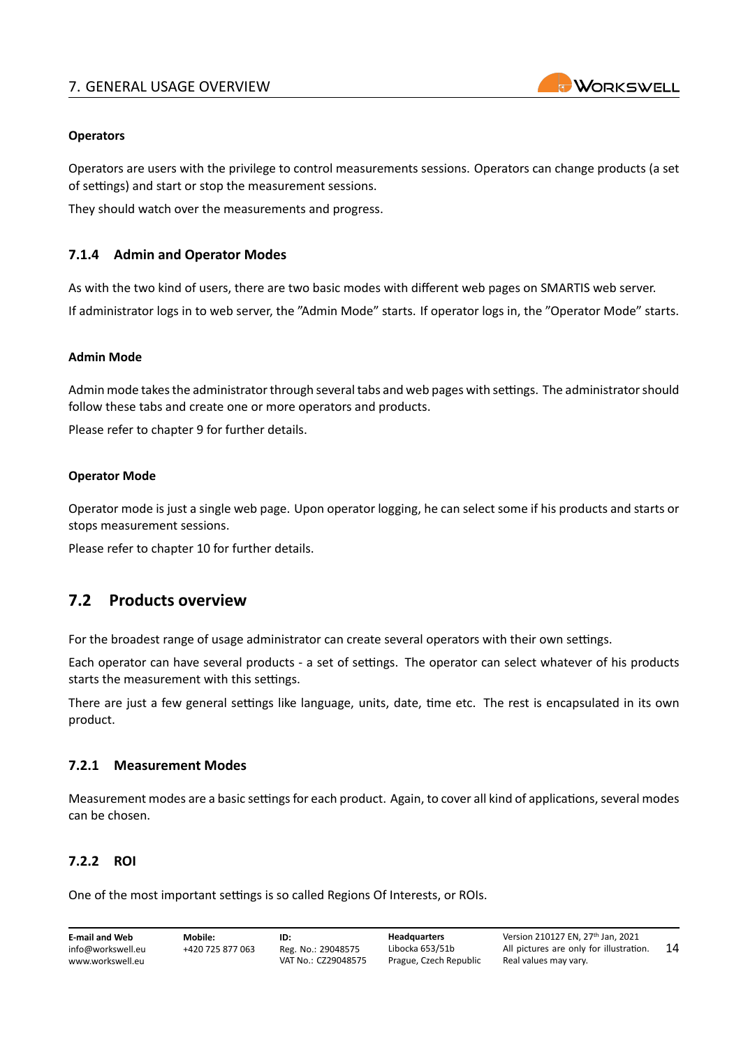**Operators**

Operators are users with the privilege to control measurements sessions. Operators can change products (a set of settings) and start or stop the measurement sessions.

They should watch over the measurements and progress.

### 7.1.4 Admin and Operator Modes

As with the two kind of users, there are two basic modes with different web pages on SMARTIS web server.

If administrator logs in to web server, the ”Admin Mode” starts. If operator logs in, the ”Operator Mode” starts.

**Admin Mode**

Admin mode takes the administrator through several tabs and web pages with settings. The administrator should follow these tabs and create one or more operators and products.

Please refer to chapter 9 for further details.

**Operator Mode**

Operator mode is just a single web page. Upon operator logging, he can select some if his products and starts or stops measurement sessions.

Please refer to chapter 10 for further details.

## 7.2 Products overview

For the broadest range of usage administrator can create several operators with their own settings.

Each operator can have several products - a set of settings. The operator can select whatever of his products starts the measurement with this settings.

There are just a few general settings like language, units, date, time etc. The rest is encapsulated in its own product.

### 7.2.1 Measurement Modes

Measurement modes are a basic settings for each product. Again, to cover all kind of applications, several modes can be chosen.

### 7.2.2 ROI

One of the most important settings is so called Regions Of Interests, or ROIs.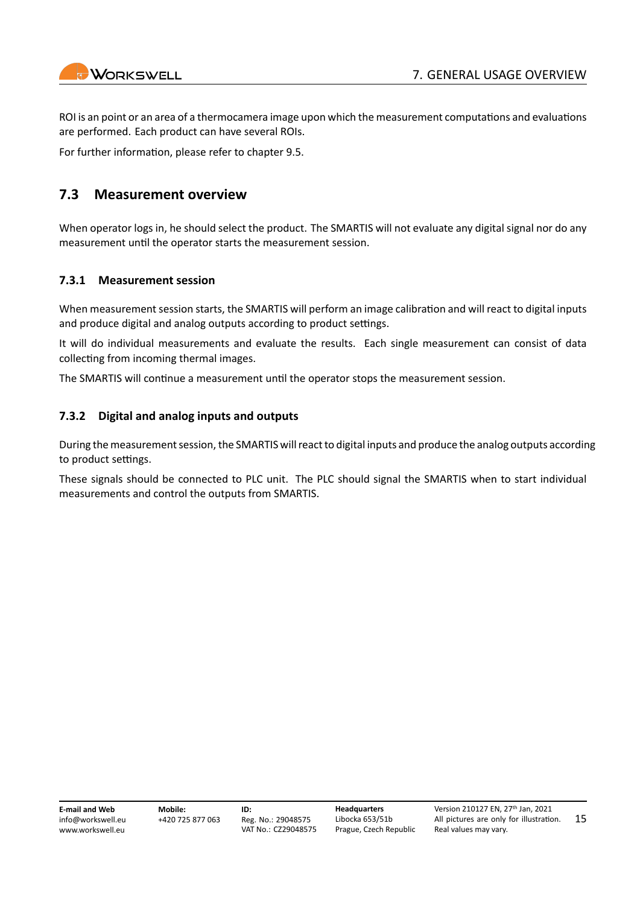ROI is an point or an area of a thermocamera image upon which the measurement computations and evaluations are performed. Each product can have several ROIs.

For further information, please refer to chapter 9.5.

## 7.3 Measurement overview

When operator logs in, he should select the product. The SMARTIS will not evaluate any digital signal nor do any measurement until the operator starts the measurement session.

### 7.3.1 Measurement session

When measurement session starts, the SMARTIS will perform an image calibration and will react to digital inputs and produce digital and analog outputs according to product settings.

It will do individual measurements and evaluate the results. Each single measurement can consist of data collecting from incoming thermal images.

The SMARTIS will continue a measurement until the operator stops the measurement session.

### 7.3.2 Digital and analog inputs and outputs

During the measurement session, the SMARTIS will react to digital inputs and produce the analog outputs according to product settings.

These signals should be connected to PLC unit. The PLC should signal the SMARTIS when to start individual measurements and control the outputs from SMARTIS.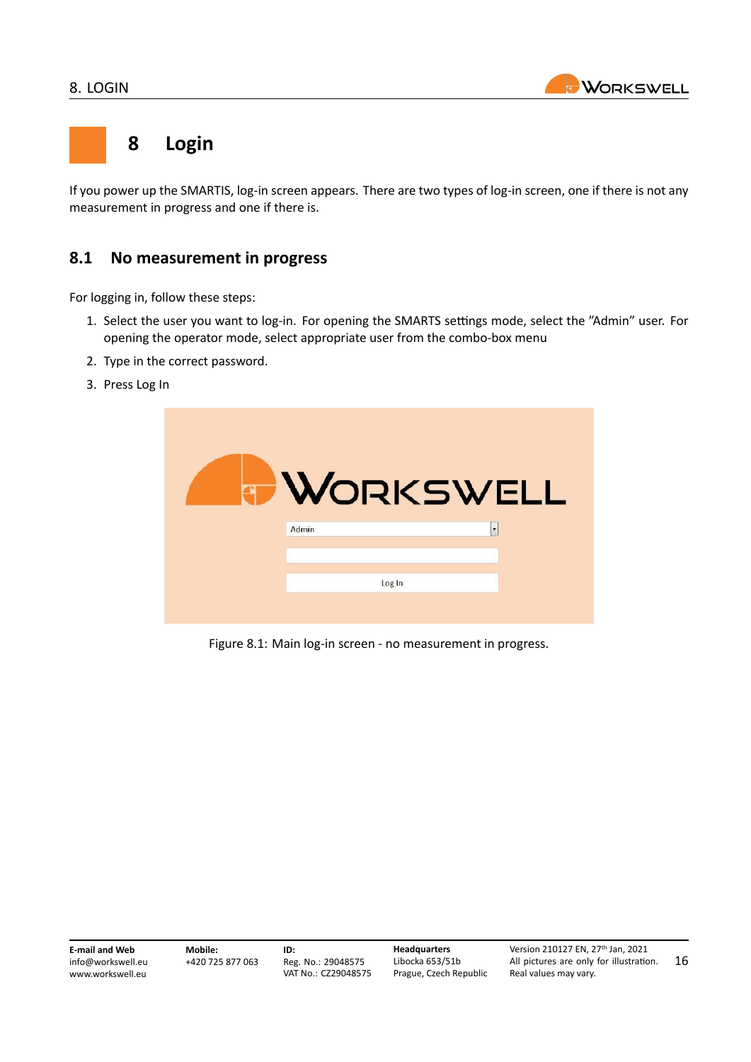# 8 Login

If you power up the SMARTIS, log-in screen appears. There are two types of log-in screen, one if there is not any measurement in progress and one if there is.

## 8.1 No measurement in progress

For logging in, follow these steps:

1. Select the user you want to log-in. For opening the SMARTS settings mode, select the "Admin" user. For opening the operator mode, select appropriate user from the combo-box menu
2. Type in the correct password.
3. Press Log In

Figure 8.1: Main log-in screen - no measurement in progress.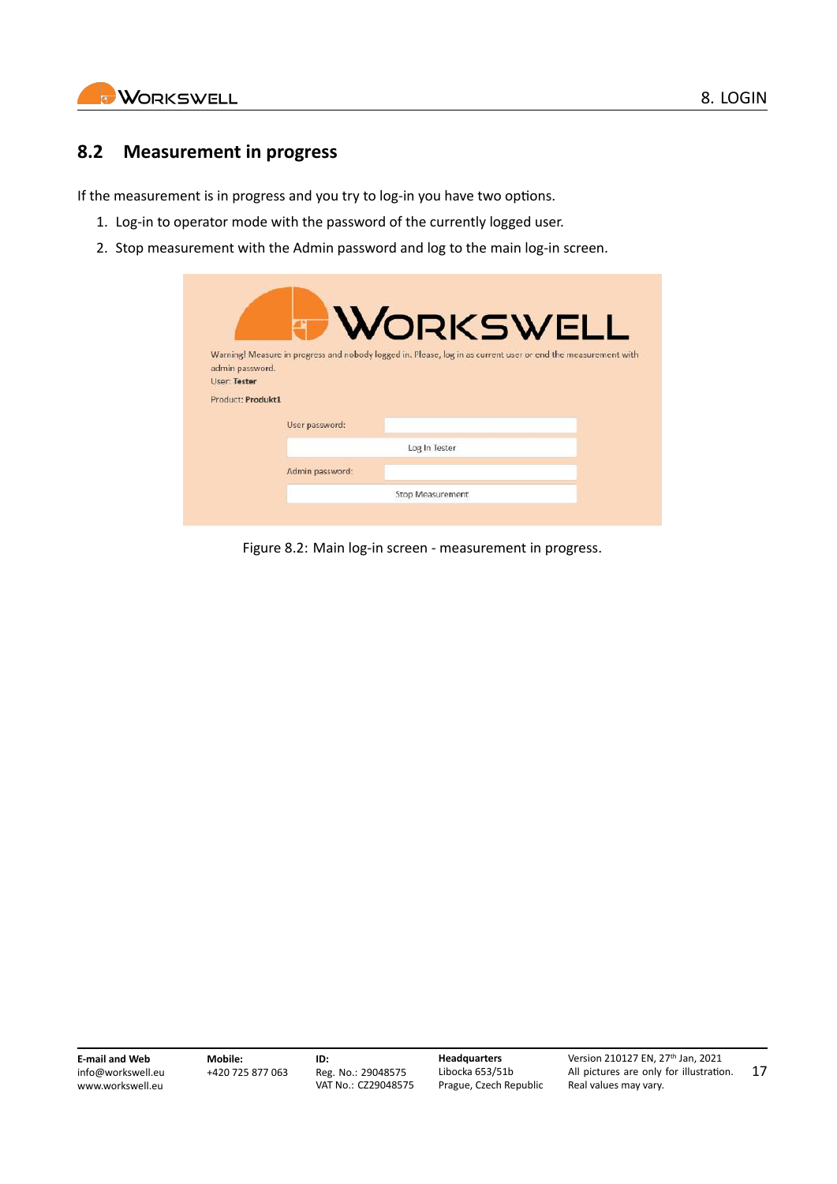## 8.2 Measurement in progress

If the measurement is in progress and you try to log-in you have two options.

1. Log-in to operator mode with the password of the currently logged user.
2. Stop measurement with the Admin password and log to the main log-in screen.

Figure 8.2: Main log-in screen - measurement in progress.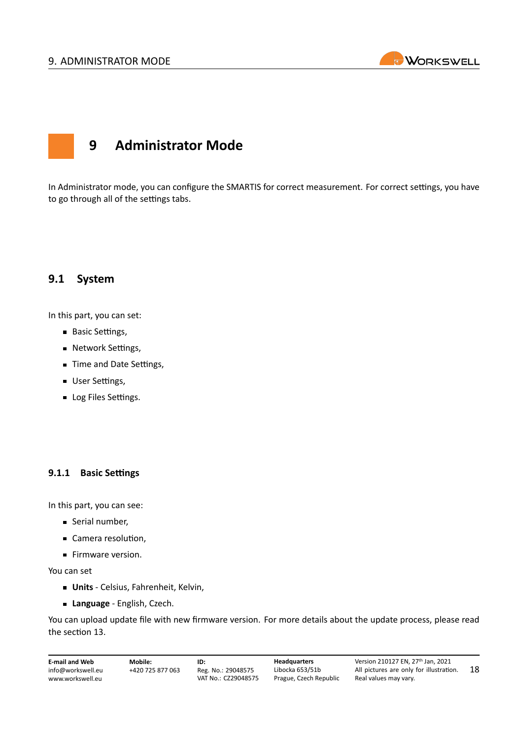# 9 Administrator Mode

In Administrator mode, you can configure the SMARTIS for correct measurement. For correct settings, you have to go through all of the settings tabs.

## 9.1 System

In this part, you can set:

- Basic Settings,
- Network Settings,
- Time and Date Settings,
- User Settings,
- Log Files Settings.

### 9.1.1 Basic Settings

In this part, you can see:

- Serial number,
- Camera resolution,
- Firmware version.

You can set

- **Units** - Celsius, Fahrenheit, Kelvin,
- **Language** - English, Czech.

You can upload update file with new firmware version. For more details about the update process, please read the section 13.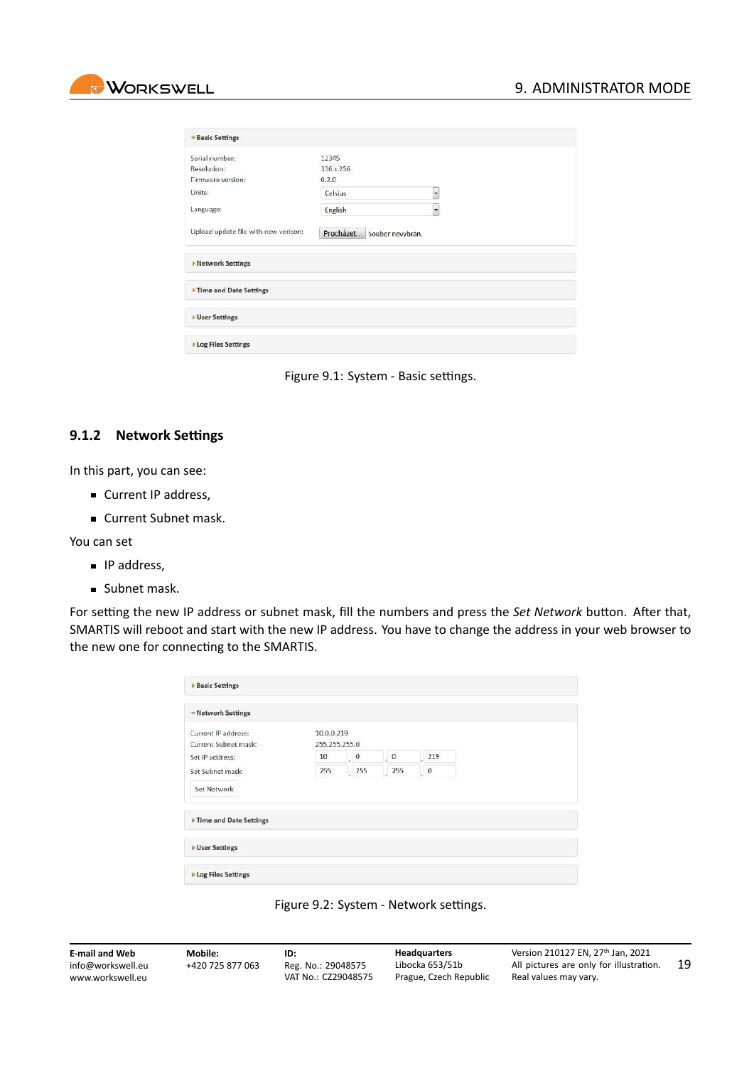Figure 9.1: System - Basic settings.

### 9.1.2 Network Settings

In this part, you can see:

- Current IP address,
- Current Subnet mask.

You can set

- IP address,
- Subnet mask.

For setting the new IP address or subnet mask, fill the numbers and press the *Set Network* button. After that, SMARTIS will reboot and start with the new IP address. You have to change the address in your web browser to the new one for connecting to the SMARTIS.

Figure 9.2: System - Network settings.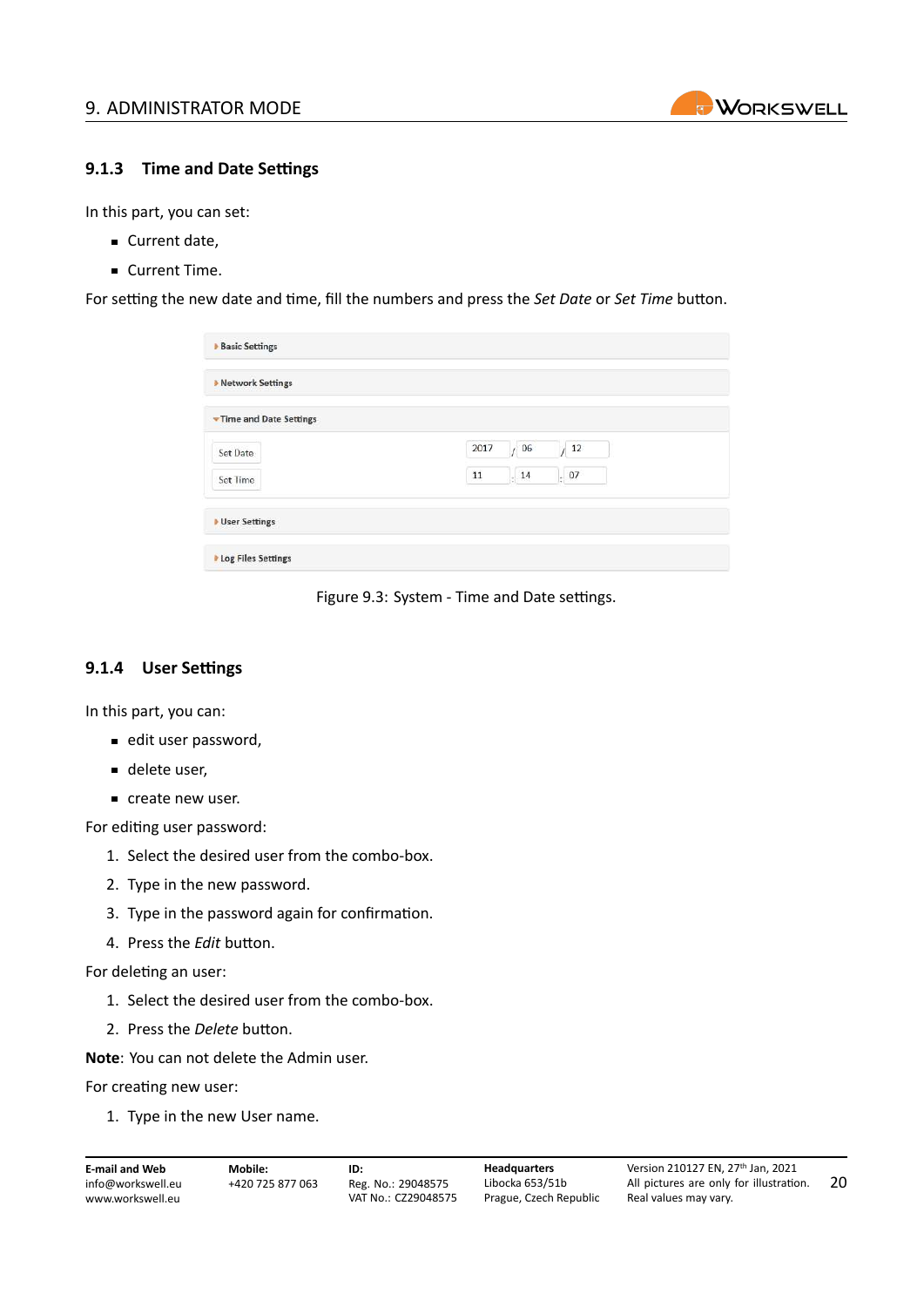### 9.1.3 Time and Date Settings

In this part, you can set:

- Current date,
- Current Time.

For setting the new date and time, fill the numbers and press the *Set Date* or *Set Time* button.

Figure 9.3: System - Time and Date settings.

### 9.1.4 User Settings

In this part, you can:

- edit user password,
- delete user,
- create new user.

For editing user password:

1. Select the desired user from the combo-box.
2. Type in the new password.
3. Type in the password again for confirmation.
4. Press the *Edit* button.

For deleting an user:

1. Select the desired user from the combo-box.
2. Press the *Delete* button.

**Note**: You can not delete the Admin user.

For creating new user:

1. Type in the new User name.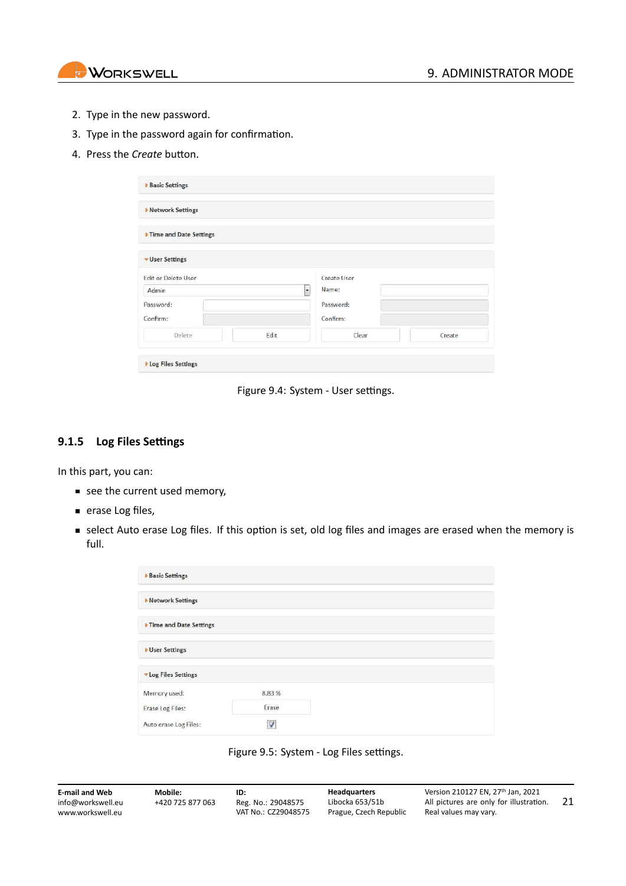2. Type in the new password.
3. Type in the password again for confirmation.
4. Press the *Create* button.

Figure 9.4: System - User settings.

### 9.1.5 Log Files Settings

In this part, you can:

- see the current used memory,
- erase Log files,
- select Auto erase Log files. If this option is set, old log files and images are erased when the memory is full.

Figure 9.5: System - Log Files settings.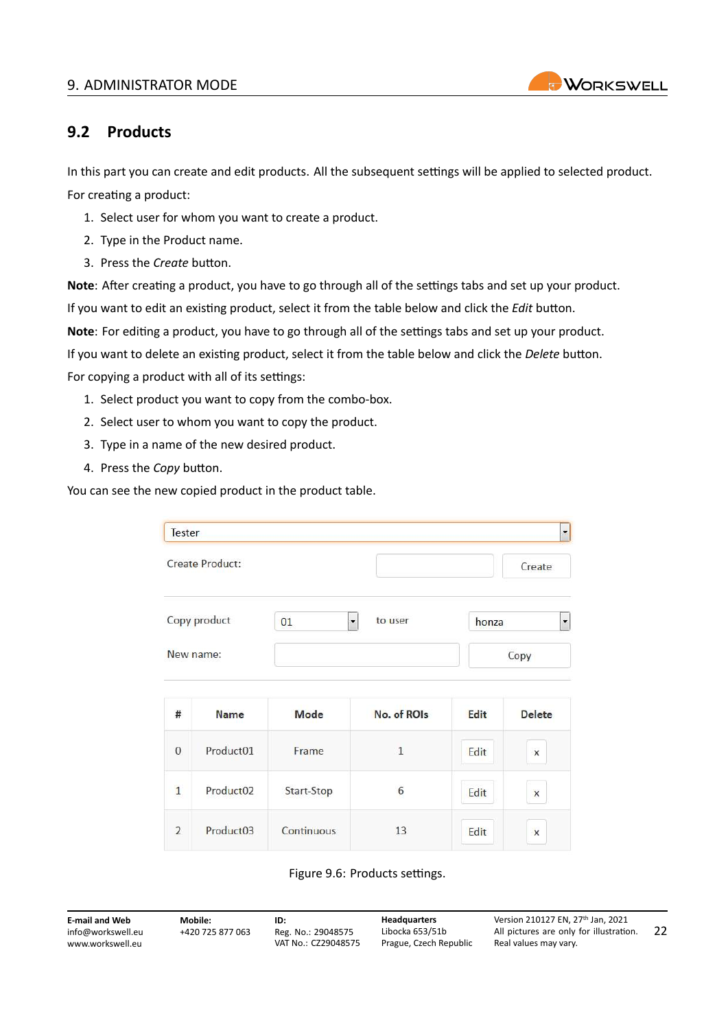## 9.2 Products

In this part you can create and edit products. All the subsequent settings will be applied to selected product.

For creating a product:

1. Select user for whom you want to create a product.
2. Type in the Product name.
3. Press the *Create* button.

**Note**: After creating a product, you have to go through all of the settings tabs and set up your product.

If you want to edit an existing product, select it from the table below and click the *Edit* button.

**Note**: For editing a product, you have to go through all of the settings tabs and set up your product.

If you want to delete an existing product, select it from the table below and click the *Delete* button.

For copying a product with all of its settings:

1. Select product you want to copy from the combo-box.
2. Select user to whom you want to copy the product.
3. Type in a name of the new desired product.
4. Press the *Copy* button.

You can see the new copied product in the product table.

Tester

Create Product: [ ] Create

Copy product 01 to user honza

New name: [ ] Copy

| # | Name | Mode | No. of ROIs | Edit | Delete |
|---|---|---|---|---|---|
| 0 | Product01 | Frame | 1 | Edit | x |
| 1 | Product02 | Start-Stop | 6 | Edit | x |
| 2 | Product03 | Continuous | 13 | Edit | x |

Figure 9.6: Products settings.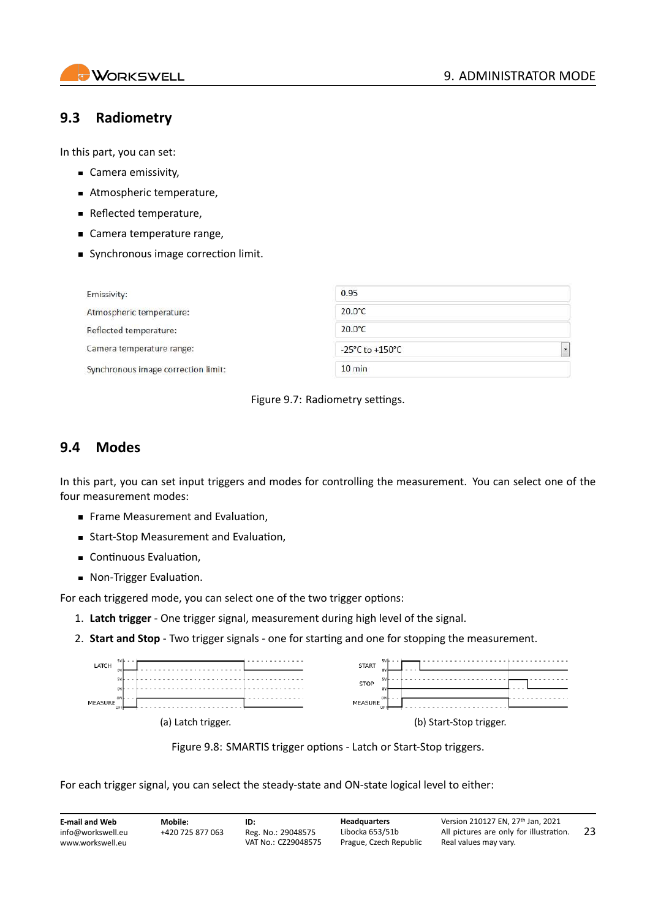## 9.3 Radiometry

In this part, you can set:

- Camera emissivity,
- Atmospheric temperature,
- Reflected temperature,
- Camera temperature range,
- Synchronous image correction limit.

| | |
|---|---|
| Emissivity: | 0.95 |
| Atmospheric temperature: | 20.0°C |
| Reflected temperature: | 20.0°C |
| Camera temperature range: | -25°C to +150°C |
| Synchronous image correction limit: | 10 min |

Figure 9.7: Radiometry settings.

## 9.4 Modes

In this part, you can set input triggers and modes for controlling the measurement. You can select one of the four measurement modes:

- Frame Measurement and Evaluation,
- Start-Stop Measurement and Evaluation,
- Continuous Evaluation,
- Non-Trigger Evaluation.

For each triggered mode, you can select one of the two trigger options:

1. **Latch trigger** - One trigger signal, measurement during high level of the signal.
2. **Start and Stop** - Two trigger signals - one for starting and one for stopping the measurement.

(a) Latch trigger.

(b) Start-Stop trigger.

Figure 9.8: SMARTIS trigger options - Latch or Start-Stop triggers.

For each trigger signal, you can select the steady-state and ON-state logical level to either: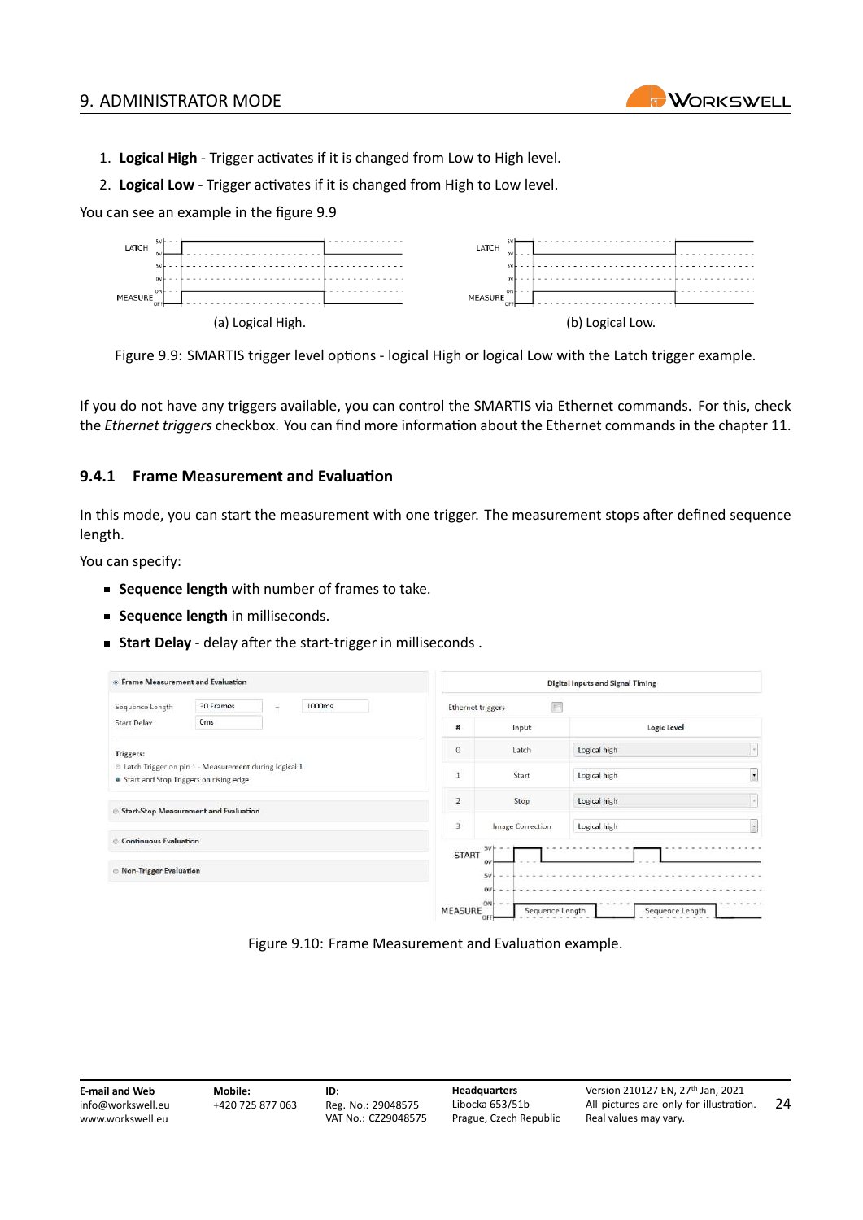1. **Logical High** - Trigger activates if it is changed from Low to High level.
2. **Logical Low** - Trigger activates if it is changed from High to Low level.

You can see an example in the figure 9.9

(a) Logical High.

(b) Logical Low.

Figure 9.9: SMARTIS trigger level options - logical High or logical Low with the Latch trigger example.

If you do not have any triggers available, you can control the SMARTIS via Ethernet commands. For this, check the *Ethernet triggers* checkbox. You can find more information about the Ethernet commands in the chapter 11.

### 9.4.1 Frame Measurement and Evaluation

In this mode, you can start the measurement with one trigger. The measurement stops after defined sequence length.

You can specify:

- **Sequence length** with number of frames to take.
- **Sequence length** in milliseconds.
- **Start Delay** - delay after the start-trigger in milliseconds .

Figure 9.10: Frame Measurement and Evaluation example.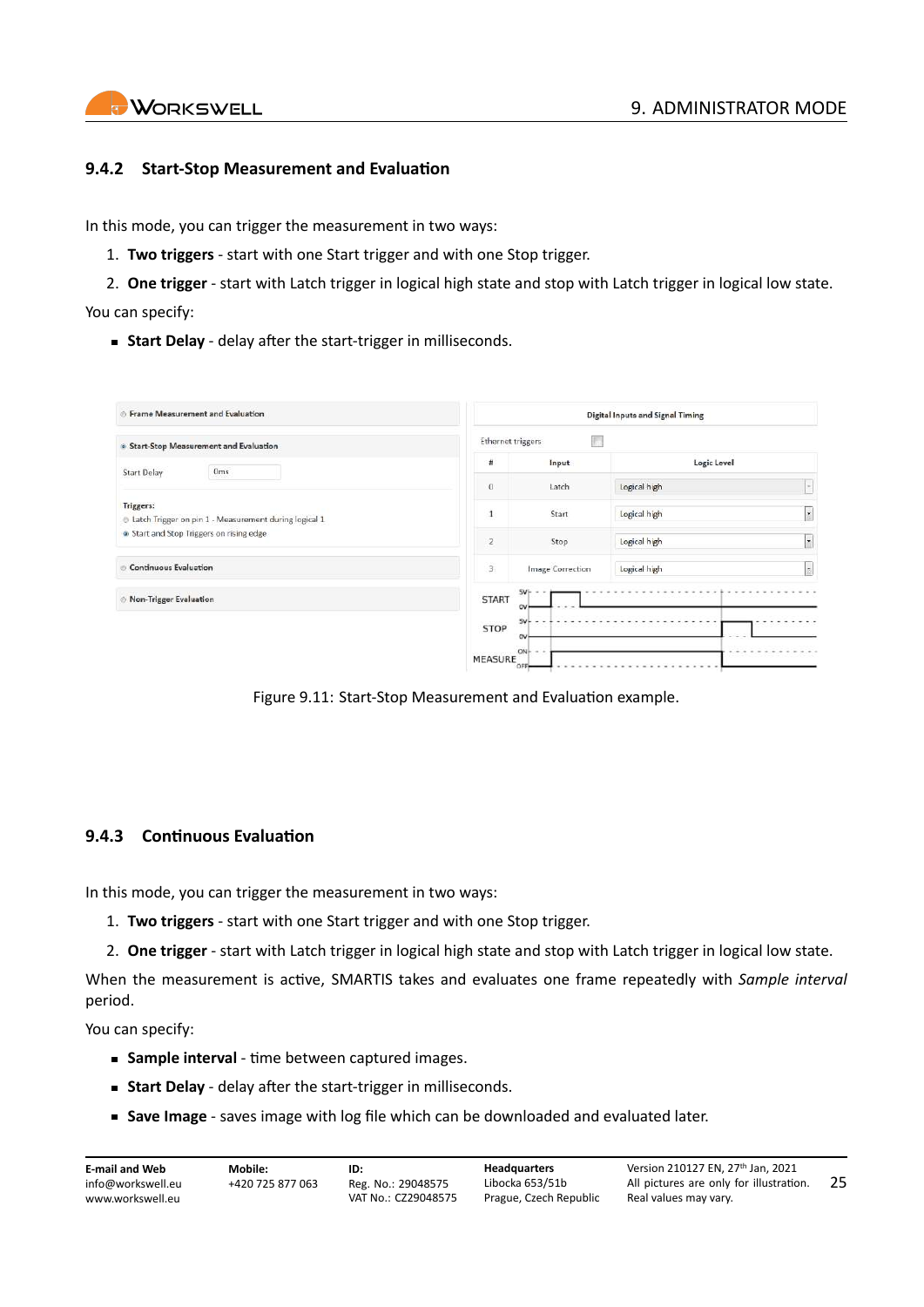### 9.4.2 Start-Stop Measurement and Evaluation

In this mode, you can trigger the measurement in two ways:

1. **Two triggers** - start with one Start trigger and with one Stop trigger.
2. **One trigger** - start with Latch trigger in logical high state and stop with Latch trigger in logical low state.

You can specify:

- **Start Delay** - delay after the start-trigger in milliseconds.

Figure 9.11: Start-Stop Measurement and Evaluation example.

### 9.4.3 Continuous Evaluation

In this mode, you can trigger the measurement in two ways:

1. **Two triggers** - start with one Start trigger and with one Stop trigger.
2. **One trigger** - start with Latch trigger in logical high state and stop with Latch trigger in logical low state.

When the measurement is active, SMARTIS takes and evaluates one frame repeatedly with *Sample interval* period.

You can specify:

- **Sample interval** - time between captured images.
- **Start Delay** - delay after the start-trigger in milliseconds.
- **Save Image** - saves image with log file which can be downloaded and evaluated later.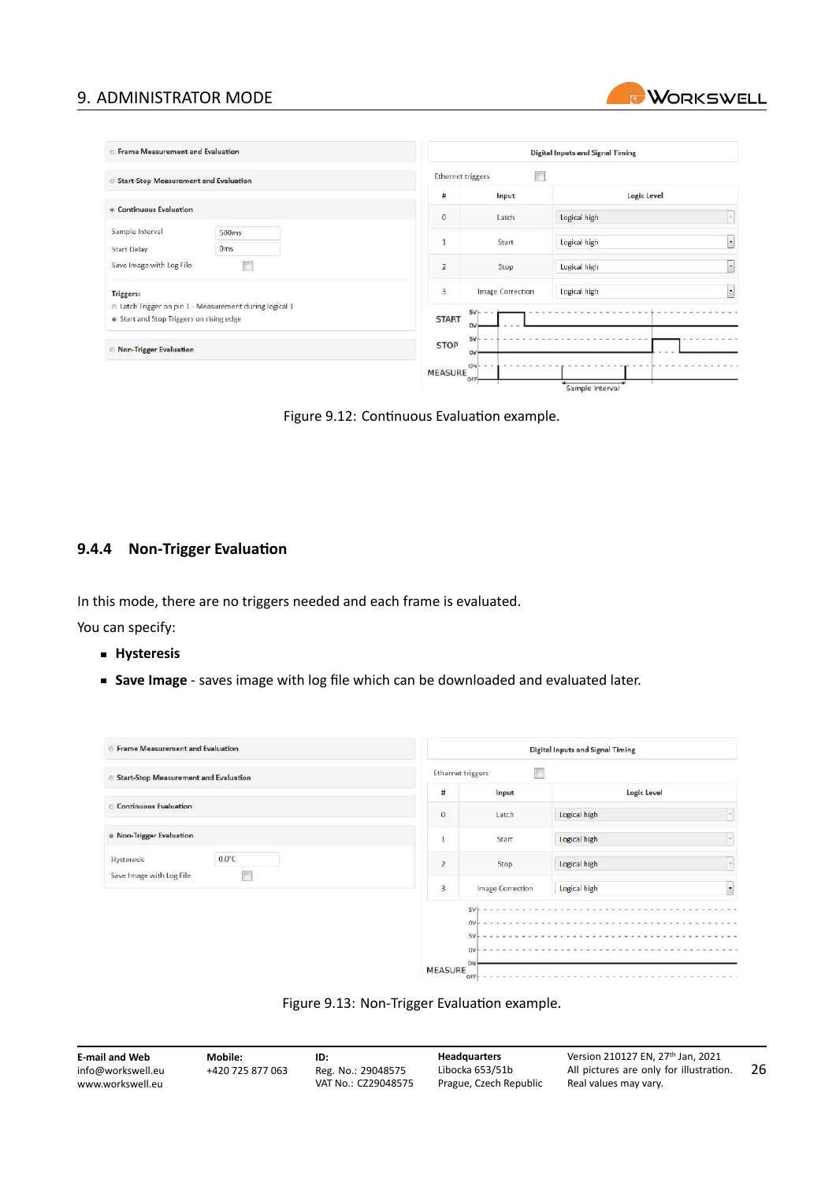Figure 9.12: Continuous Evaluation example.

### 9.4.4 Non-Trigger Evaluation

In this mode, there are no triggers needed and each frame is evaluated.

You can specify:

- **Hysteresis**
- **Save Image** - saves image with log file which can be downloaded and evaluated later.

Figure 9.13: Non-Trigger Evaluation example.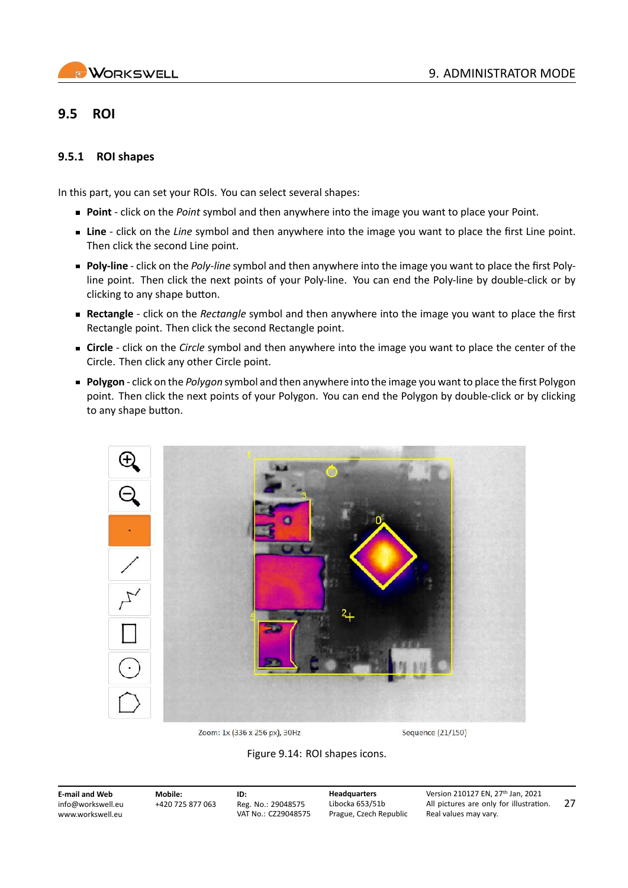## 9.5 ROI

### 9.5.1 ROI shapes

In this part, you can set your ROIs. You can select several shapes:

- **Point** - click on the *Point* symbol and then anywhere into the image you want to place your Point.
- **Line** - click on the *Line* symbol and then anywhere into the image you want to place the first Line point. Then click the second Line point.
- **Poly-line** - click on the *Poly-line* symbol and then anywhere into the image you want to place the first Poly-line point. Then click the next points of your Poly-line. You can end the Poly-line by double-click or by clicking to any shape button.
- **Rectangle** - click on the *Rectangle* symbol and then anywhere into the image you want to place the first Rectangle point. Then click the second Rectangle point.
- **Circle** - click on the *Circle* symbol and then anywhere into the image you want to place the center of the Circle. Then click any other Circle point.
- **Polygon** - click on the *Polygon* symbol and then anywhere into the image you want to place the first Polygon point. Then click the next points of your Polygon. You can end the Polygon by double-click or by clicking to any shape button.

Zoom: 1x (336 x 256 px), 30Hz

Sequence (21/150)

Figure 9.14: ROI shapes icons.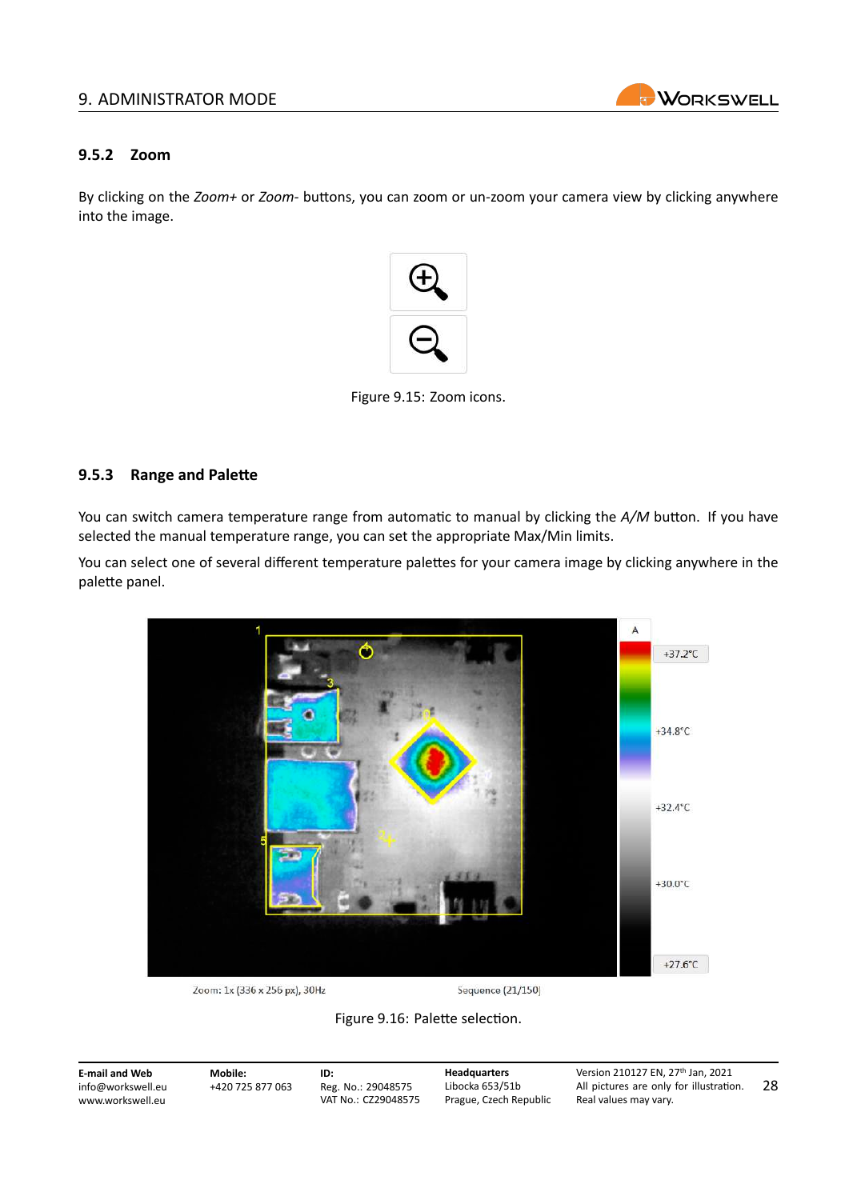### 9.5.2 Zoom

By clicking on the *Zoom+* or *Zoom-* buttons, you can zoom or un-zoom your camera view by clicking anywhere into the image.

Figure 9.15: Zoom icons.

### 9.5.3 Range and Palette

You can switch camera temperature range from automatic to manual by clicking the *A/M* button. If you have selected the manual temperature range, you can set the appropriate Max/Min limits.

You can select one of several different temperature palettes for your camera image by clicking anywhere in the palette panel.

Zoom: 1x (336 x 256 px), 30Hz Sequence (21/150)

Figure 9.16: Palette selection.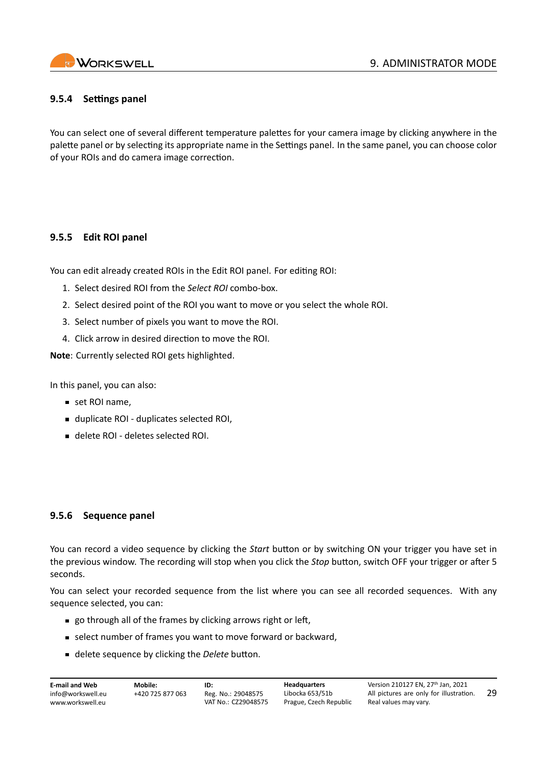### 9.5.4 Settings panel

You can select one of several different temperature palettes for your camera image by clicking anywhere in the palette panel or by selecting its appropriate name in the Settings panel. In the same panel, you can choose color of your ROIs and do camera image correction.

### 9.5.5 Edit ROI panel

You can edit already created ROIs in the Edit ROI panel. For editing ROI:

1. Select desired ROI from the *Select ROI* combo-box.
2. Select desired point of the ROI you want to move or you select the whole ROI.
3. Select number of pixels you want to move the ROI.
4. Click arrow in desired direction to move the ROI.

**Note**: Currently selected ROI gets highlighted.

In this panel, you can also:

- set ROI name,
- duplicate ROI - duplicates selected ROI,
- delete ROI - deletes selected ROI.

### 9.5.6 Sequence panel

You can record a video sequence by clicking the *Start* button or by switching ON your trigger you have set in the previous window. The recording will stop when you click the *Stop* button, switch OFF your trigger or after 5 seconds.

You can select your recorded sequence from the list where you can see all recorded sequences. With any sequence selected, you can:

- go through all of the frames by clicking arrows right or left,
- select number of frames you want to move forward or backward,
- delete sequence by clicking the *Delete* button.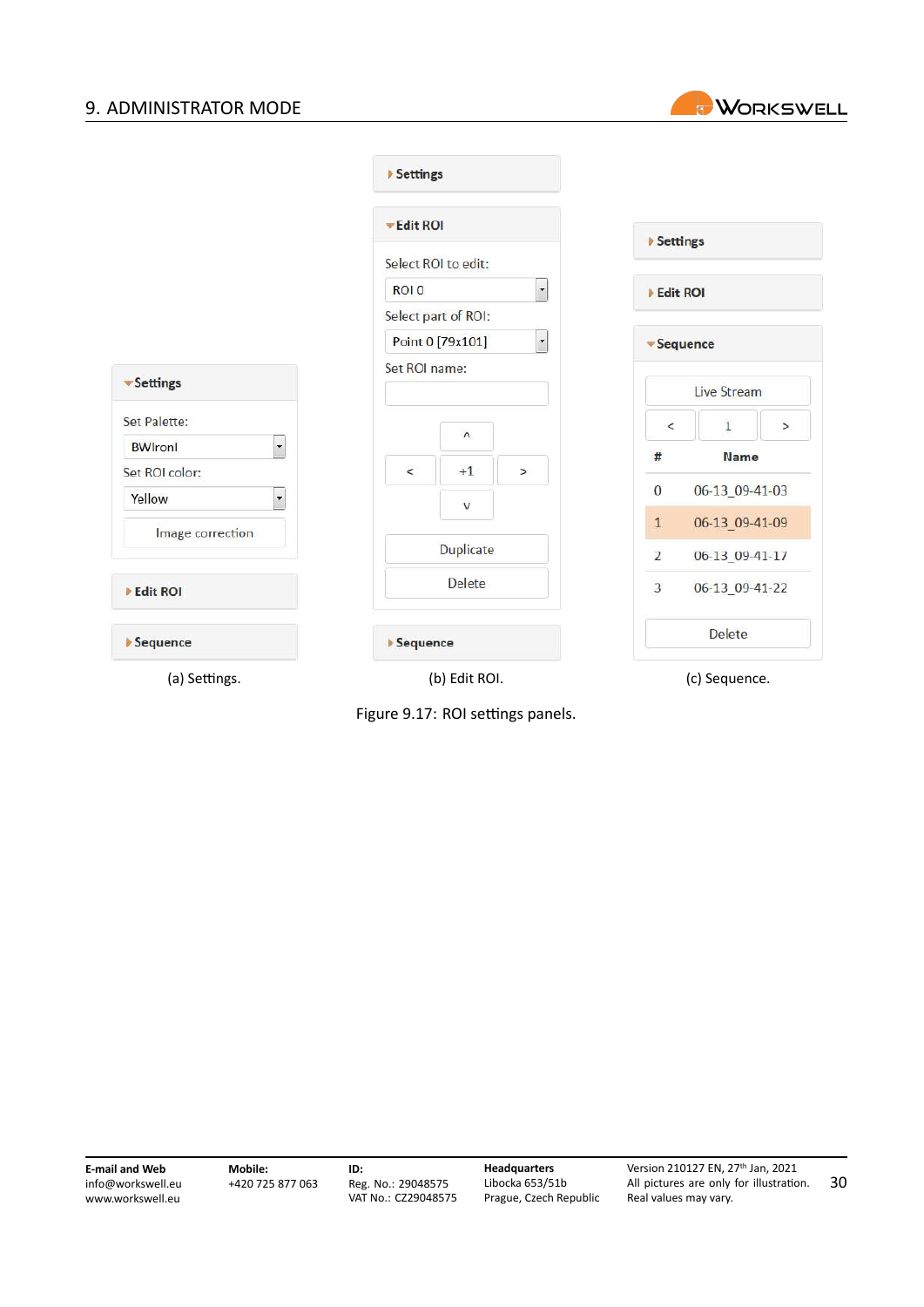Settings

Set Palette:

BWIronI

Set ROI color:

Yellow

Image correction

Edit ROI

Sequence

(a) Settings.

Settings

Edit ROI

Select ROI to edit:

ROI 0

Select part of ROI:

Point 0 [79x101]

Set ROI name:

^

< +1 >

v

Duplicate

Delete

Sequence

(b) Edit ROI.

Settings

Edit ROI

Sequence

Live Stream

< 1 >

| # | Name |
|---|---|
| 0 | 06-13_09-41-03 |
| 1 | 06-13_09-41-09 |
| 2 | 06-13_09-41-17 |
| 3 | 06-13_09-41-22 |

Delete

(c) Sequence.

Figure 9.17: ROI settings panels.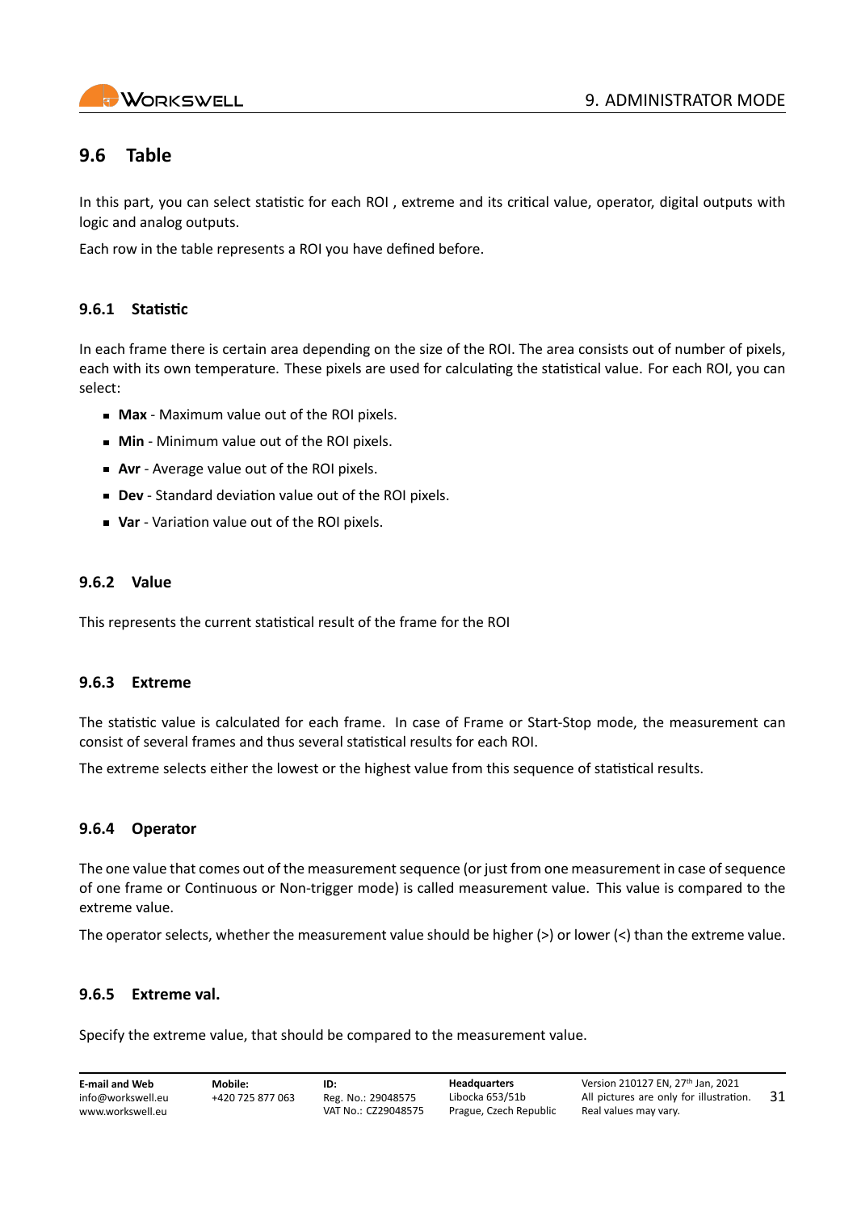## 9.6 Table

In this part, you can select statistic for each ROI , extreme and its critical value, operator, digital outputs with logic and analog outputs.

Each row in the table represents a ROI you have defined before.

### 9.6.1 Statistic

In each frame there is certain area depending on the size of the ROI. The area consists out of number of pixels, each with its own temperature. These pixels are used for calculating the statistical value. For each ROI, you can select:

- **Max** - Maximum value out of the ROI pixels.
- **Min** - Minimum value out of the ROI pixels.
- **Avr** - Average value out of the ROI pixels.
- **Dev** - Standard deviation value out of the ROI pixels.
- **Var** - Variation value out of the ROI pixels.

### 9.6.2 Value

This represents the current statistical result of the frame for the ROI

### 9.6.3 Extreme

The statistic value is calculated for each frame. In case of Frame or Start-Stop mode, the measurement can consist of several frames and thus several statistical results for each ROI.

The extreme selects either the lowest or the highest value from this sequence of statistical results.

### 9.6.4 Operator

The one value that comes out of the measurement sequence (or just from one measurement in case of sequence of one frame or Continuous or Non-trigger mode) is called measurement value. This value is compared to the extreme value.

The operator selects, whether the measurement value should be higher (>) or lower (<) than the extreme value.

### 9.6.5 Extreme val.

Specify the extreme value, that should be compared to the measurement value.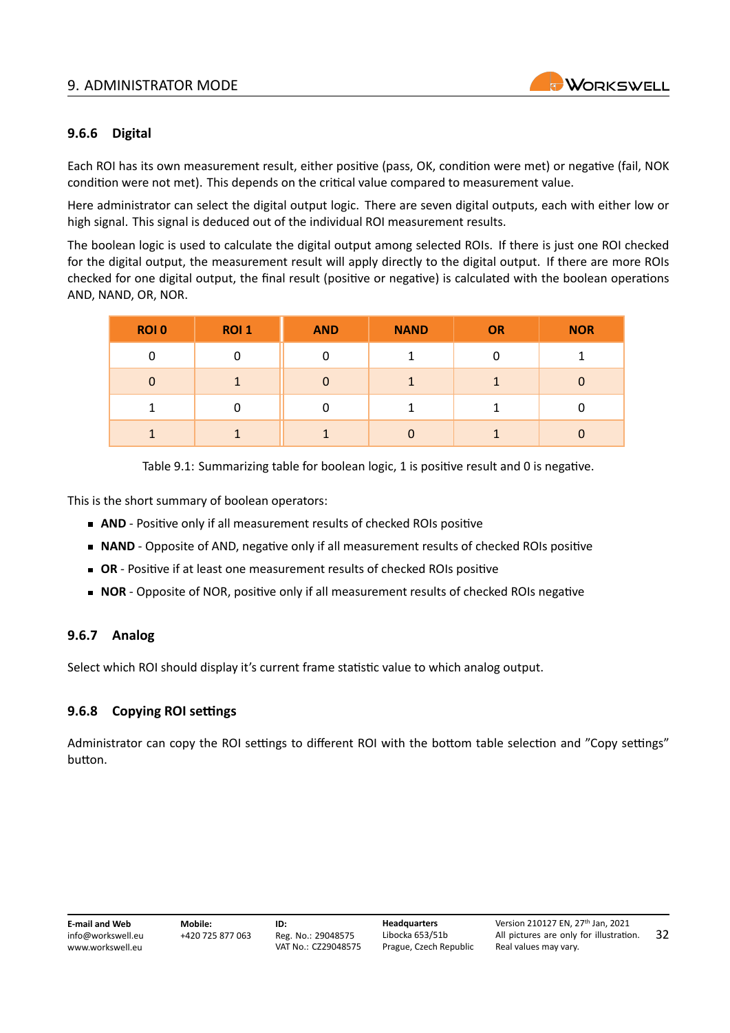### 9.6.6 Digital

Each ROI has its own measurement result, either positive (pass, OK, condition were met) or negative (fail, NOK condition were not met). This depends on the critical value compared to measurement value.

Here administrator can select the digital output logic. There are seven digital outputs, each with either low or high signal. This signal is deduced out of the individual ROI measurement results.

The boolean logic is used to calculate the digital output among selected ROIs. If there is just one ROI checked for the digital output, the measurement result will apply directly to the digital output. If there are more ROIs checked for one digital output, the final result (positive or negative) is calculated with the boolean operations AND, NAND, OR, NOR.

| ROI 0 | ROI 1 | AND | NAND | OR | NOR |
|---|---|---|---|---|---|
| 0 | 0 | 0 | 1 | 0 | 1 |
| 0 | 1 | 0 | 1 | 1 | 0 |
| 1 | 0 | 0 | 1 | 1 | 0 |
| 1 | 1 | 1 | 0 | 1 | 0 |

Table 9.1: Summarizing table for boolean logic, 1 is positive result and 0 is negative.

This is the short summary of boolean operators:

- **AND** - Positive only if all measurement results of checked ROIs positive
- **NAND** - Opposite of AND, negative only if all measurement results of checked ROIs positive
- **OR** - Positive if at least one measurement results of checked ROIs positive
- **NOR** - Opposite of NOR, positive only if all measurement results of checked ROIs negative

### 9.6.7 Analog

Select which ROI should display it's current frame statistic value to which analog output.

### 9.6.8 Copying ROI settings

Administrator can copy the ROI settings to different ROI with the bottom table selection and "Copy settings" button.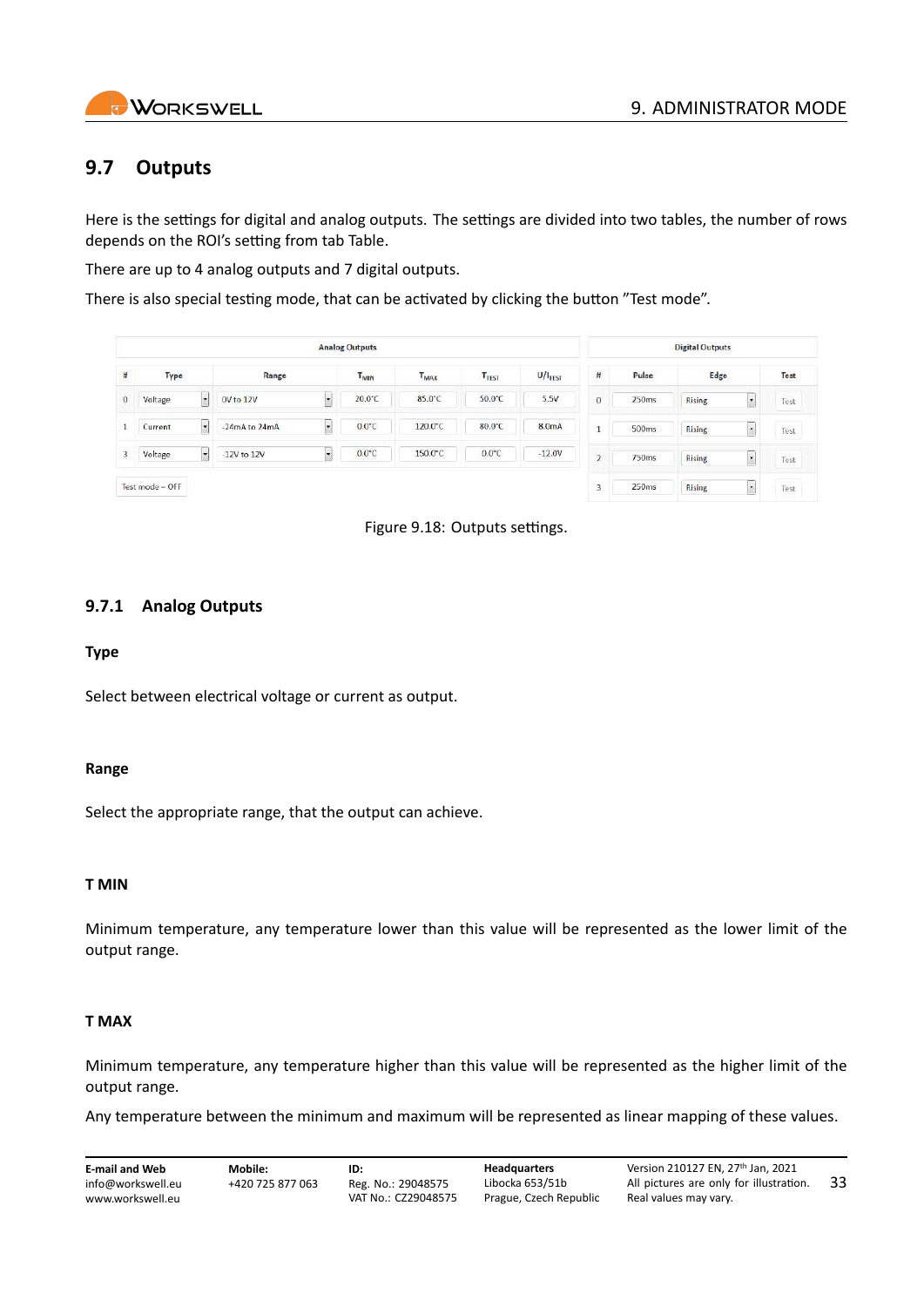## 9.7 Outputs

Here is the settings for digital and analog outputs. The settings are divided into two tables, the number of rows depends on the ROI's setting from tab Table.

There are up to 4 analog outputs and 7 digital outputs.

There is also special testing mode, that can be activated by clicking the button "Test mode".

| Analog Outputs | | | | | | |
|---|---|---|---|---|---|---|
| # | Type | Range | $T_{MIN}$ | $T_{MAX}$ | $T_{TEST}$ | $U/I_{TEST}$ |
| 0 | Voltage | 0V to 12V | 20.0°C | 85.0°C | 50.0°C | 5.5V |
| 1 | Current | -24mA to 24mA | 0.0°C | 120.0°C | 80.0°C | 8.0mA |
| 3 | Voltage | -12V to 12V | 0.0°C | 150.0°C | 0.0°C | -12.0V |

Test mode – OFF

| Digital Outputs | | | |
|---|---|---|---|
| # | Pulse | Edge | Test |
| 0 | 250ms | Rising | Test |
| 1 | 500ms | Rising | Test |
| 2 | 750ms | Rising | Test |
| 3 | 250ms | Rising | Test |

Figure 9.18: Outputs settings.

### 9.7.1 Analog Outputs

**Type**

Select between electrical voltage or current as output.

**Range**

Select the appropriate range, that the output can achieve.

**T MIN**

Minimum temperature, any temperature lower than this value will be represented as the lower limit of the output range.

**T MAX**

Minimum temperature, any temperature higher than this value will be represented as the higher limit of the output range.

Any temperature between the minimum and maximum will be represented as linear mapping of these values.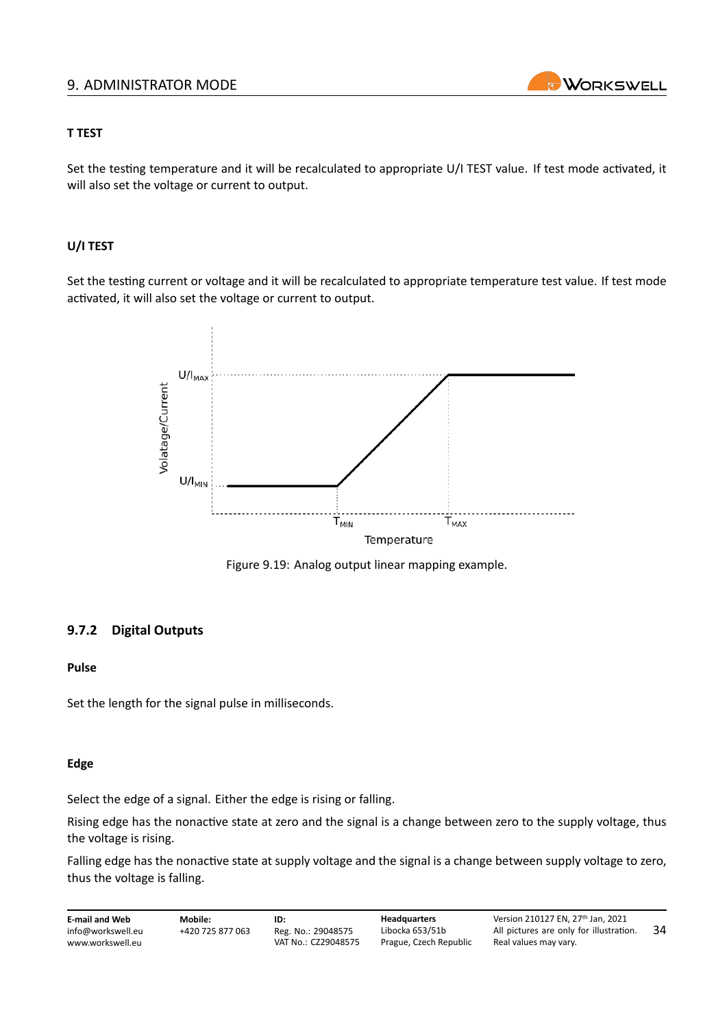### T TEST

Set the testing temperature and it will be recalculated to appropriate U/I TEST value. If test mode activated, it will also set the voltage or current to output.

### U/I TEST

Set the testing current or voltage and it will be recalculated to appropriate temperature test value. If test mode activated, it will also set the voltage or current to output.

Figure 9.19: Analog output linear mapping example.

## 9.7.2 Digital Outputs

### Pulse

Set the length for the signal pulse in milliseconds.

### Edge

Select the edge of a signal. Either the edge is rising or falling.

Rising edge has the nonactive state at zero and the signal is a change between zero to the supply voltage, thus the voltage is rising.

Falling edge has the nonactive state at supply voltage and the signal is a change between supply voltage to zero, thus the voltage is falling.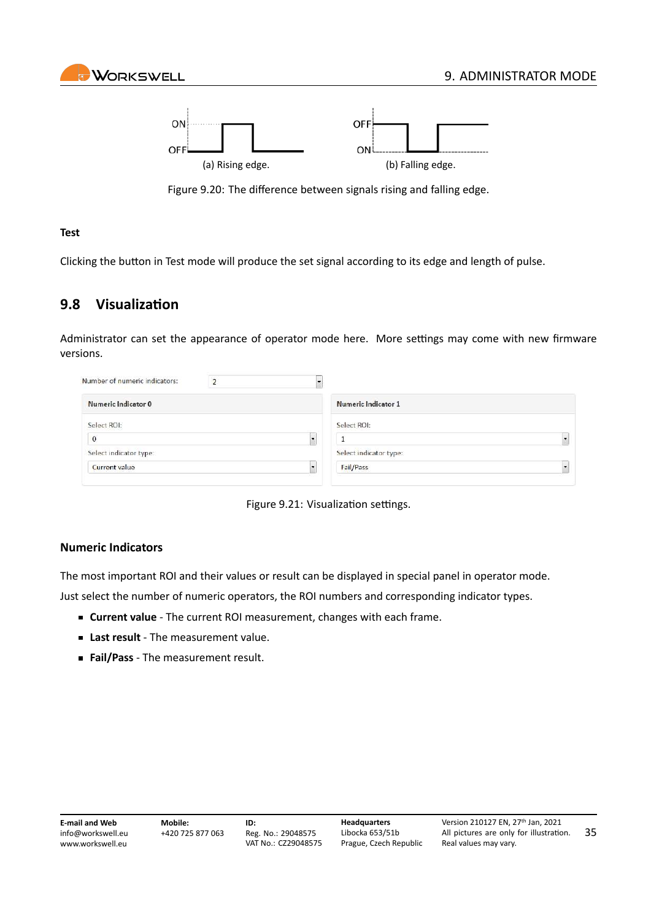(a) Rising edge.

(b) Falling edge.

Figure 9.20: The difference between signals rising and falling edge.

**Test**

Clicking the button in Test mode will produce the set signal according to its edge and length of pulse.

## 9.8 Visualization

Administrator can set the appearance of operator mode here. More settings may come with new firmware versions.

Figure 9.21: Visualization settings.

### Numeric Indicators

The most important ROI and their values or result can be displayed in special panel in operator mode.

Just select the number of numeric operators, the ROI numbers and corresponding indicator types.

- **Current value** - The current ROI measurement, changes with each frame.
- **Last result** - The measurement value.
- **Fail/Pass** - The measurement result.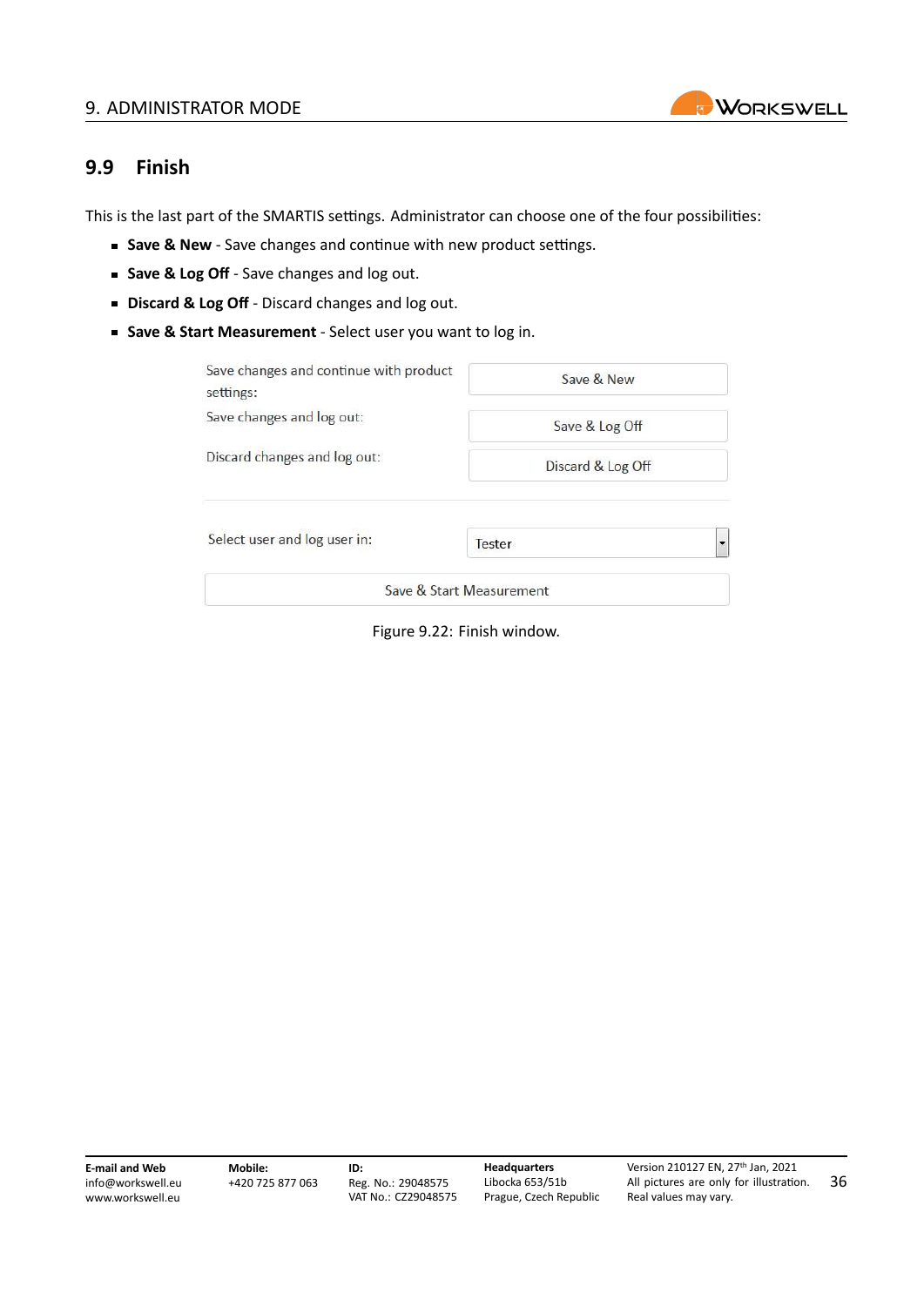## 9.9 Finish

This is the last part of the SMARTIS settings. Administrator can choose one of the four possibilities:

- **Save & New** - Save changes and continue with new product settings.
- **Save & Log Off** - Save changes and log out.
- **Discard & Log Off** - Discard changes and log out.
- **Save & Start Measurement** - Select user you want to log in.

| | |
|---|---|
| Save changes and continue with product settings: | Save & New |
| Save changes and log out: | Save & Log Off |
| Discard changes and log out: | Discard & Log Off |
| Select user and log user in: | Tester |
| Save & Start Measurement | |

Figure 9.22: Finish window.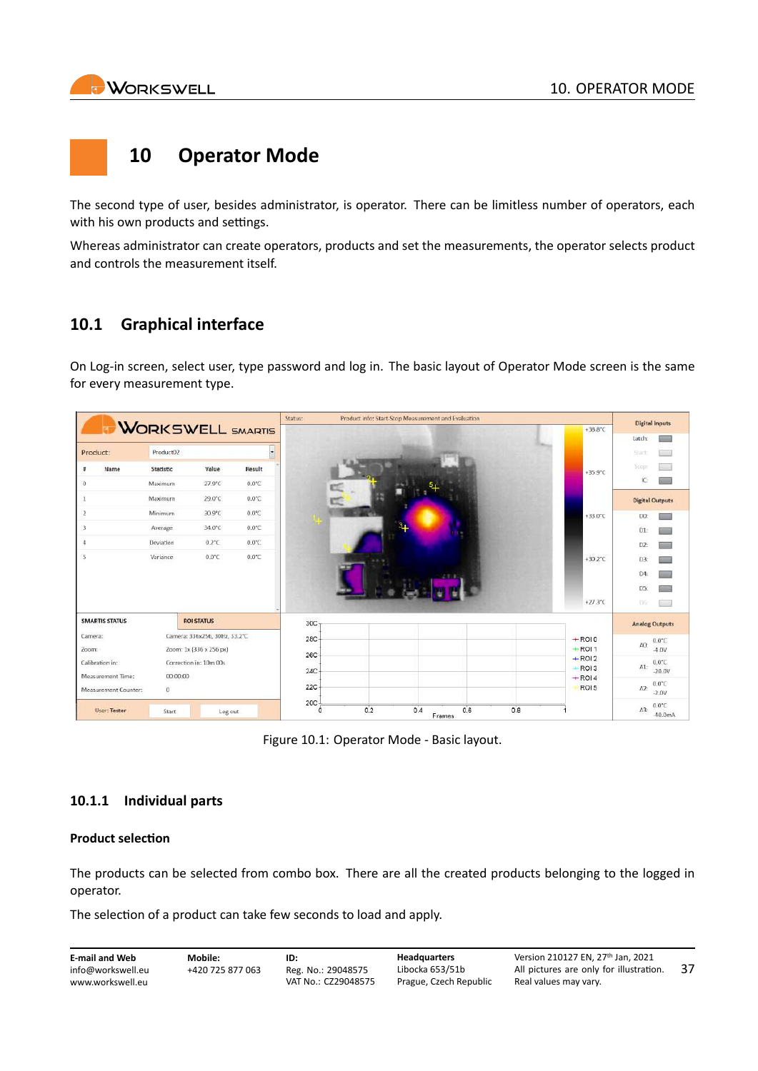# 10 Operator Mode

The second type of user, besides administrator, is operator. There can be limitless number of operators, each with his own products and settings.

Whereas administrator can create operators, products and set the measurements, the operator selects product and controls the measurement itself.

## 10.1 Graphical interface

On Log-in screen, select user, type password and log in. The basic layout of Operator Mode screen is the same for every measurement type.

Figure 10.1: Operator Mode - Basic layout.

### 10.1.1 Individual parts

**Product selection**

The products can be selected from combo box. There are all the created products belonging to the logged in operator.

The selection of a product can take few seconds to load and apply.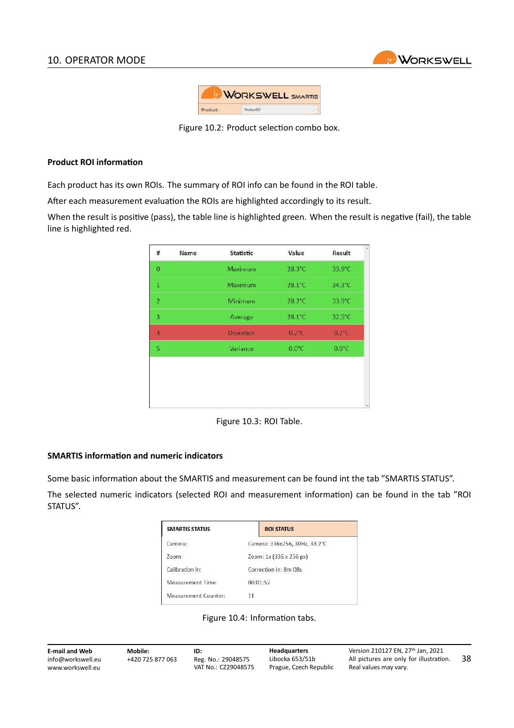WORKSWELL SMARTIS

| Product: | Product02 |
|---|---|

Figure 10.2: Product selection combo box.

### Product ROI information

Each product has its own ROIs. The summary of ROI info can be found in the ROI table.

After each measurement evaluation the ROIs are highlighted accordingly to its result.

When the result is positive (pass), the table line is highlighted green. When the result is negative (fail), the table line is highlighted red.

| # | Name | Statistic | Value | Result |
|---|---|---|---|---|
| 0 | | Maximum | 28.3°C | 33.9°C |
| 1 | | Maximum | 28.1°C | 34.3°C |
| 2 | | Minimum | 28.2°C | 33.9°C |
| 3 | | Average | 28.1°C | 32.5°C |
| 4 | | Deviation | 0.2°C | 0.2°C |
| 5 | | Variance | 0.0°C | 0.0°C |

Figure 10.3: ROI Table.

### SMARTIS information and numeric indicators

Some basic information about the SMARTIS and measurement can be found int the tab "SMARTIS STATUS".

The selected numeric indicators (selected ROI and measurement information) can be found in the tab "ROI STATUS".

| SMARTIS STATUS | ROI STATUS |
|---|---|
| Camera: | Camera: 336x256, 30Hz, 33.2°C |
| Zoom: | Zoom: 1x (336 x 256 px) |
| Calibration in: | Correction in: 8m 08s |
| Measurement Time: | 00:01:52 |
| Measurement Counter: | 11 |

Figure 10.4: Information tabs.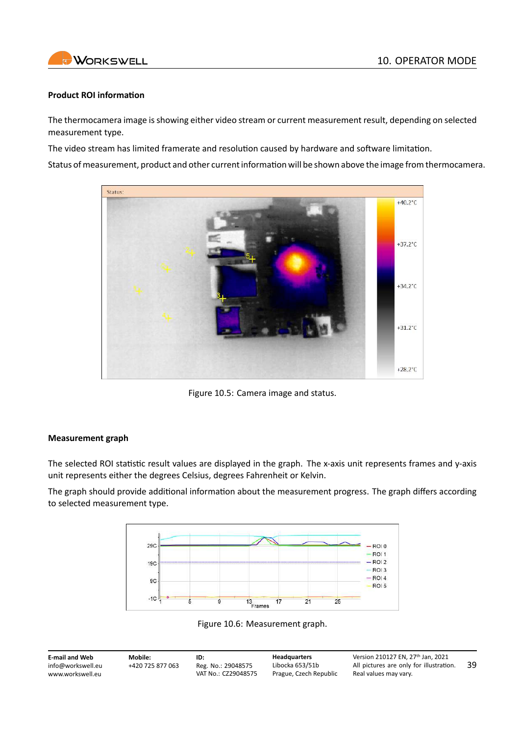### Product ROI information

The thermocamera image is showing either video stream or current measurement result, depending on selected measurement type.

The video stream has limited framerate and resolution caused by hardware and software limitation.

Status of measurement, product and other current information will be shown above the image from thermocamera.

Figure 10.5: Camera image and status.

### Measurement graph

The selected ROI statistic result values are displayed in the graph. The x-axis unit represents frames and y-axis unit represents either the degrees Celsius, degrees Fahrenheit or Kelvin.

The graph should provide additional information about the measurement progress. The graph differs according to selected measurement type.

Figure 10.6: Measurement graph.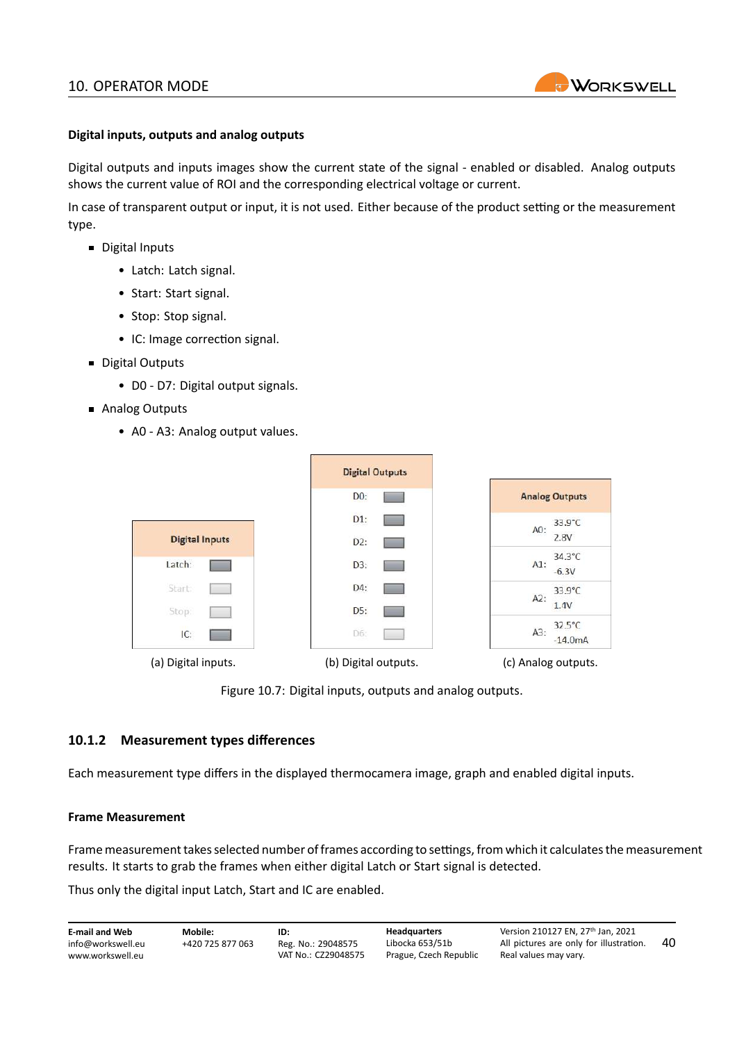#### Digital inputs, outputs and analog outputs

Digital outputs and inputs images show the current state of the signal - enabled or disabled. Analog outputs shows the current value of ROI and the corresponding electrical voltage or current.

In case of transparent output or input, it is not used. Either because of the product setting or the measurement type.

- Digital Inputs
  - Latch: Latch signal.
  - Start: Start signal.
  - Stop: Stop signal.
  - IC: Image correction signal.
- Digital Outputs
  - D0 - D7: Digital output signals.
- Analog Outputs
  - A0 - A3: Analog output values.

| Digital Inputs |
|---|
| Latch: |
| Start: |
| Stop: |
| IC: |

(a) Digital inputs.

| Digital Outputs |
|---|
| D0: |
| D1: |
| D2: |
| D3: |
| D4: |
| D5: |
| D6: |

(b) Digital outputs.

| Analog Outputs | |
|---|---|
| A0: | 33.9°C 2.8V |
| A1: | 34.3°C -6.3V |
| A2: | 33.9°C 1.4V |
| A3: | 32.5°C -14.0mA |

(c) Analog outputs.

Figure 10.7: Digital inputs, outputs and analog outputs.

### 10.1.2 Measurement types differences

Each measurement type differs in the displayed thermocamera image, graph and enabled digital inputs.

#### Frame Measurement

Frame measurement takes selected number of frames according to settings, from which it calculates the measurement results. It starts to grab the frames when either digital Latch or Start signal is detected.

Thus only the digital input Latch, Start and IC are enabled.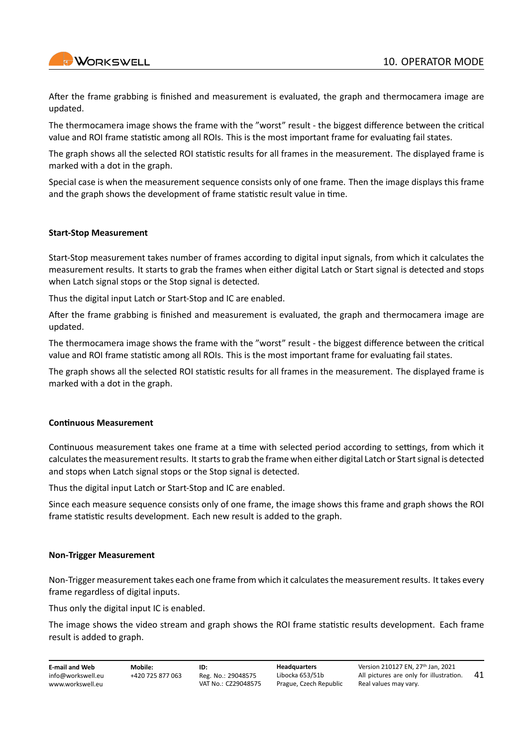After the frame grabbing is finished and measurement is evaluated, the graph and thermocamera image are updated.

The thermocamera image shows the frame with the "worst" result - the biggest difference between the critical value and ROI frame statistic among all ROIs. This is the most important frame for evaluating fail states.

The graph shows all the selected ROI statistic results for all frames in the measurement. The displayed frame is marked with a dot in the graph.

Special case is when the measurement sequence consists only of one frame. Then the image displays this frame and the graph shows the development of frame statistic result value in time.

**Start-Stop Measurement**

Start-Stop measurement takes number of frames according to digital input signals, from which it calculates the measurement results. It starts to grab the frames when either digital Latch or Start signal is detected and stops when Latch signal stops or the Stop signal is detected.

Thus the digital input Latch or Start-Stop and IC are enabled.

After the frame grabbing is finished and measurement is evaluated, the graph and thermocamera image are updated.

The thermocamera image shows the frame with the "worst" result - the biggest difference between the critical value and ROI frame statistic among all ROIs. This is the most important frame for evaluating fail states.

The graph shows all the selected ROI statistic results for all frames in the measurement. The displayed frame is marked with a dot in the graph.

**Continuous Measurement**

Continuous measurement takes one frame at a time with selected period according to settings, from which it calculates the measurement results. It starts to grab the frame when either digital Latch or Start signal is detected and stops when Latch signal stops or the Stop signal is detected.

Thus the digital input Latch or Start-Stop and IC are enabled.

Since each measure sequence consists only of one frame, the image shows this frame and graph shows the ROI frame statistic results development. Each new result is added to the graph.

**Non-Trigger Measurement**

Non-Trigger measurement takes each one frame from which it calculates the measurement results. It takes every frame regardless of digital inputs.

Thus only the digital input IC is enabled.

The image shows the video stream and graph shows the ROI frame statistic results development. Each frame result is added to graph.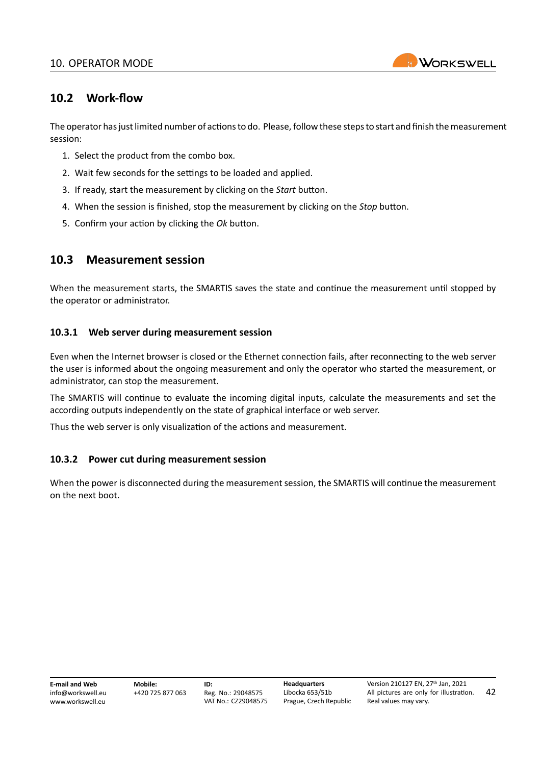## 10.2 Work-flow

The operator has just limited number of actions to do. Please, follow these steps to start and finish the measurement session:

1. Select the product from the combo box.
2. Wait few seconds for the settings to be loaded and applied.
3. If ready, start the measurement by clicking on the *Start* button.
4. When the session is finished, stop the measurement by clicking on the *Stop* button.
5. Confirm your action by clicking the *Ok* button.

## 10.3 Measurement session

When the measurement starts, the SMARTIS saves the state and continue the measurement until stopped by the operator or administrator.

### 10.3.1 Web server during measurement session

Even when the Internet browser is closed or the Ethernet connection fails, after reconnecting to the web server the user is informed about the ongoing measurement and only the operator who started the measurement, or administrator, can stop the measurement.

The SMARTIS will continue to evaluate the incoming digital inputs, calculate the measurements and set the according outputs independently on the state of graphical interface or web server.

Thus the web server is only visualization of the actions and measurement.

### 10.3.2 Power cut during measurement session

When the power is disconnected during the measurement session, the SMARTIS will continue the measurement on the next boot.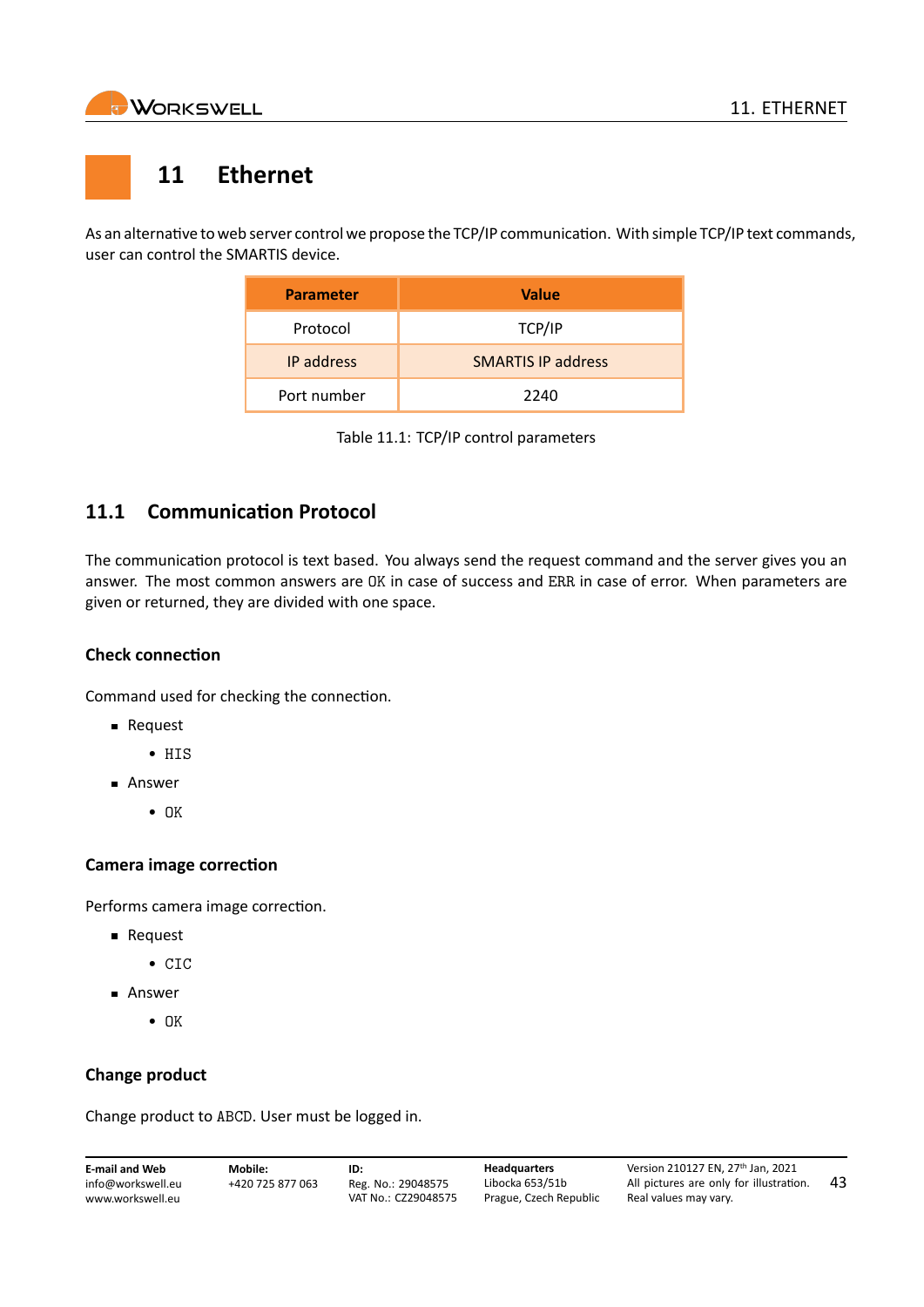# 11 Ethernet

As an alternative to web server control we propose the TCP/IP communication. With simple TCP/IP text commands, user can control the SMARTIS device.

| Parameter | Value |
|---|---|
| Protocol | TCP/IP |
| IP address | SMARTIS IP address |
| Port number | 2240 |

Table 11.1: TCP/IP control parameters

## 11.1 Communication Protocol

The communication protocol is text based. You always send the request command and the server gives you an answer. The most common answers are `OK` in case of success and `ERR` in case of error. When parameters are given or returned, they are divided with one space.

### Check connection

Command used for checking the connection.

- Request
  - `HIS`
- Answer
  - `OK`

### Camera image correction

Performs camera image correction.

- Request
  - `CIC`
- Answer
  - `OK`

### Change product

Change product to `ABCD`. User must be logged in.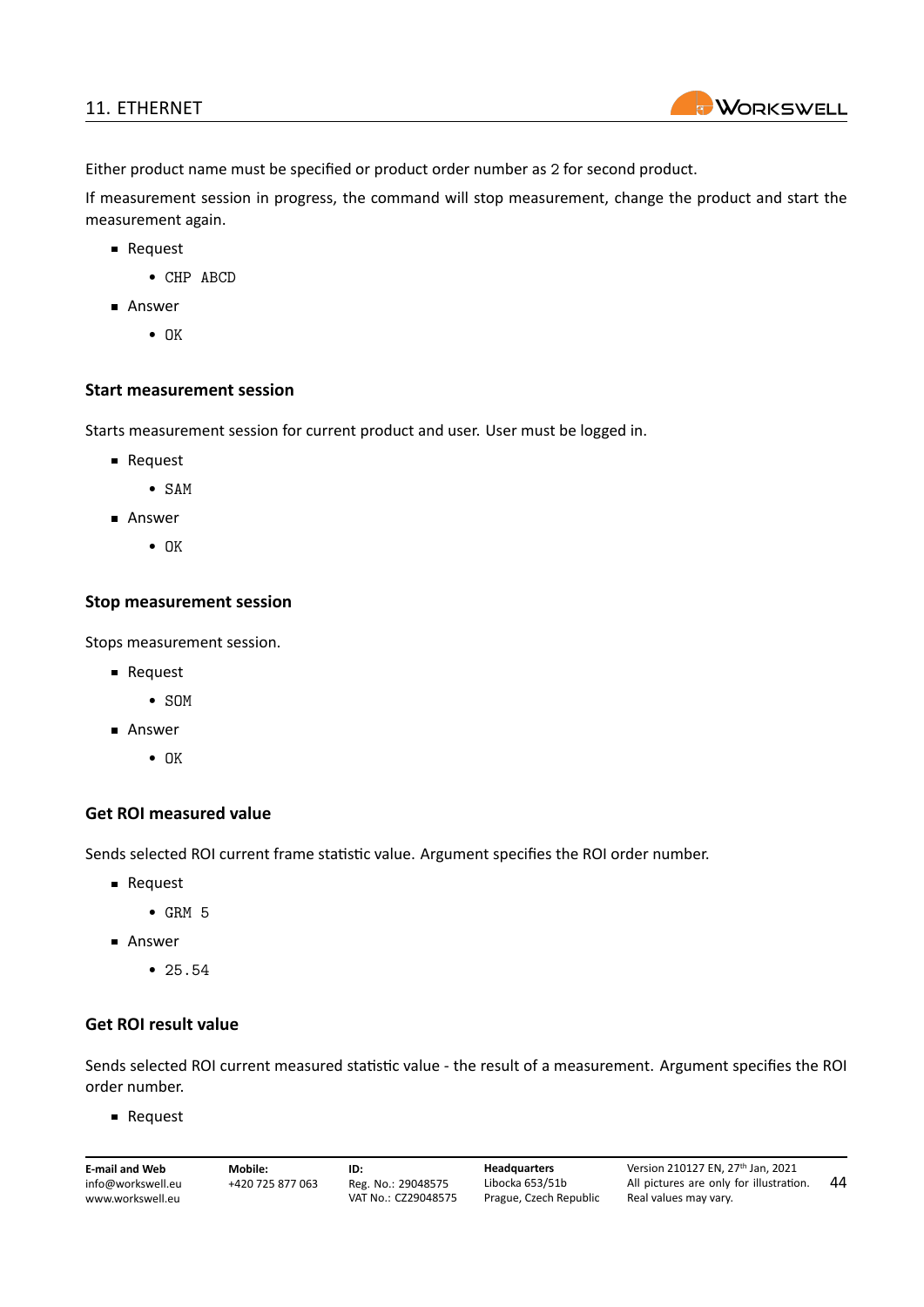Either product name must be specified or product order number as 2 for second product.

If measurement session in progress, the command will stop measurement, change the product and start the measurement again.

- Request
  - `CHP ABCD`
- Answer
  - `OK`

### Start measurement session

Starts measurement session for current product and user. User must be logged in.

- Request
  - `SAM`
- Answer
  - `OK`

### Stop measurement session

Stops measurement session.

- Request
  - `SOM`
- Answer
  - `OK`

### Get ROI measured value

Sends selected ROI current frame statistic value. Argument specifies the ROI order number.

- Request
  - `GRM 5`
- Answer
  - `25.54`

### Get ROI result value

Sends selected ROI current measured statistic value - the result of a measurement. Argument specifies the ROI order number.

- Request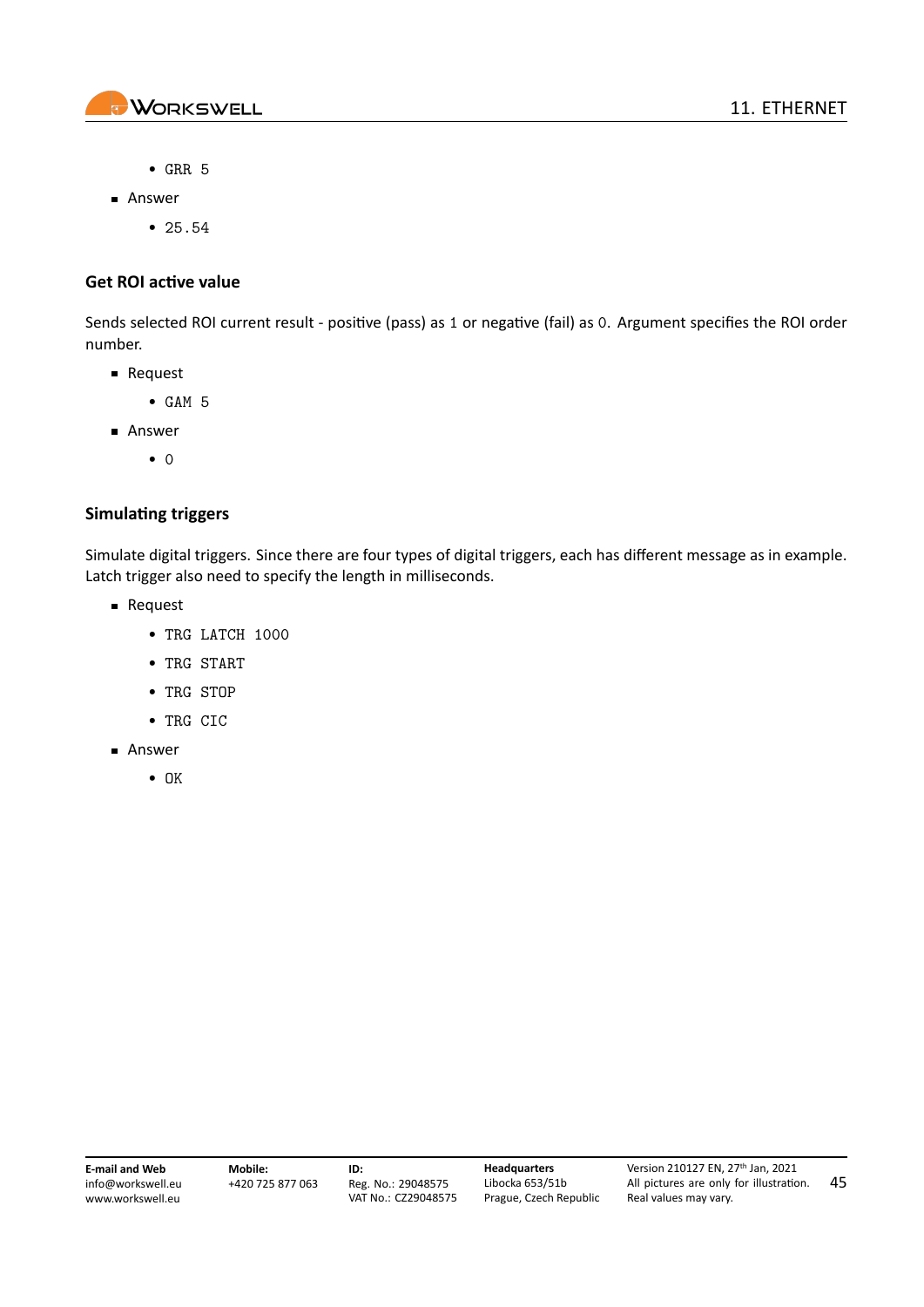- `GRR 5`
- Answer
  - `25.54`

### Get ROI active value

Sends selected ROI current result - positive (pass) as `1` or negative (fail) as `0`. Argument specifies the ROI order number.

- Request
  - `GAM 5`
- Answer
  - `0`

### Simulating triggers

Simulate digital triggers. Since there are four types of digital triggers, each has different message as in example. Latch trigger also need to specify the length in milliseconds.

- Request
  - `TRG LATCH 1000`
  - `TRG START`
  - `TRG STOP`
  - `TRG CIC`
- Answer
  - `OK`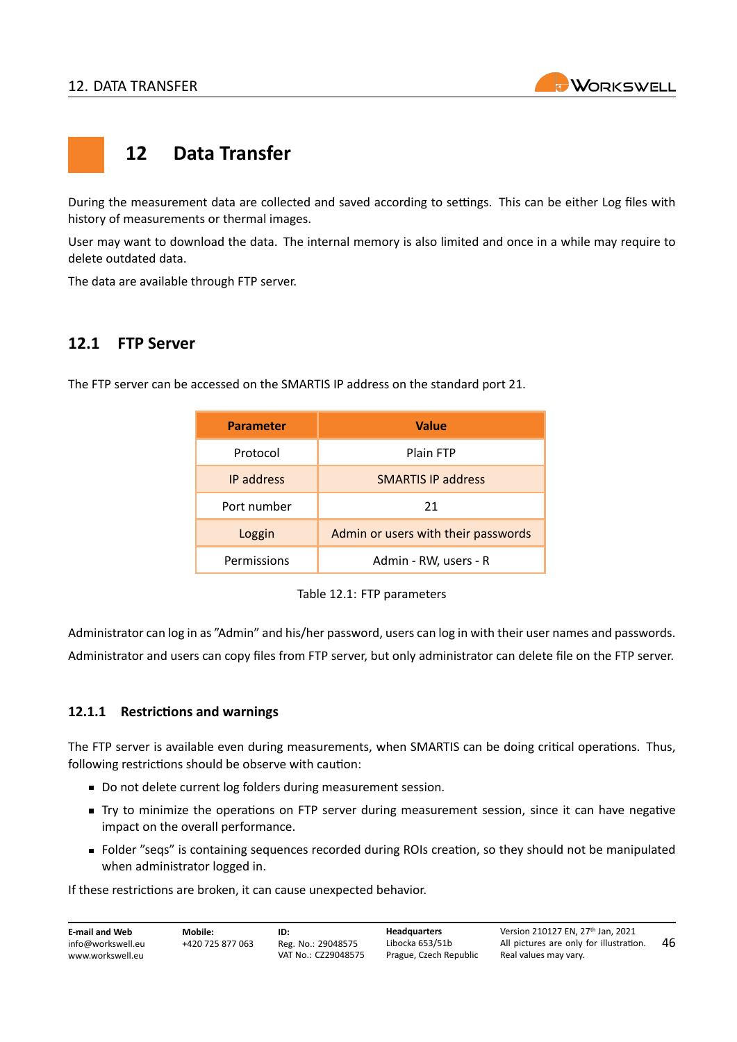# 12 Data Transfer

During the measurement data are collected and saved according to settings. This can be either Log files with history of measurements or thermal images.

User may want to download the data. The internal memory is also limited and once in a while may require to delete outdated data.

The data are available through FTP server.

## 12.1 FTP Server

The FTP server can be accessed on the SMARTIS IP address on the standard port 21.

| Parameter | Value |
|---|---|
| Protocol | Plain FTP |
| IP address | SMARTIS IP address |
| Port number | 21 |
| Loggin | Admin or users with their passwords |
| Permissions | Admin - RW, users - R |

Table 12.1: FTP parameters

Administrator can log in as ”Admin” and his/her password, users can log in with their user names and passwords.

Administrator and users can copy files from FTP server, but only administrator can delete file on the FTP server.

### 12.1.1 Restrictions and warnings

The FTP server is available even during measurements, when SMARTIS can be doing critical operations. Thus, following restrictions should be observe with caution:

- Do not delete current log folders during measurement session.
- Try to minimize the operations on FTP server during measurement session, since it can have negative impact on the overall performance.
- Folder ”seqs” is containing sequences recorded during ROIs creation, so they should not be manipulated when administrator logged in.

If these restrictions are broken, it can cause unexpected behavior.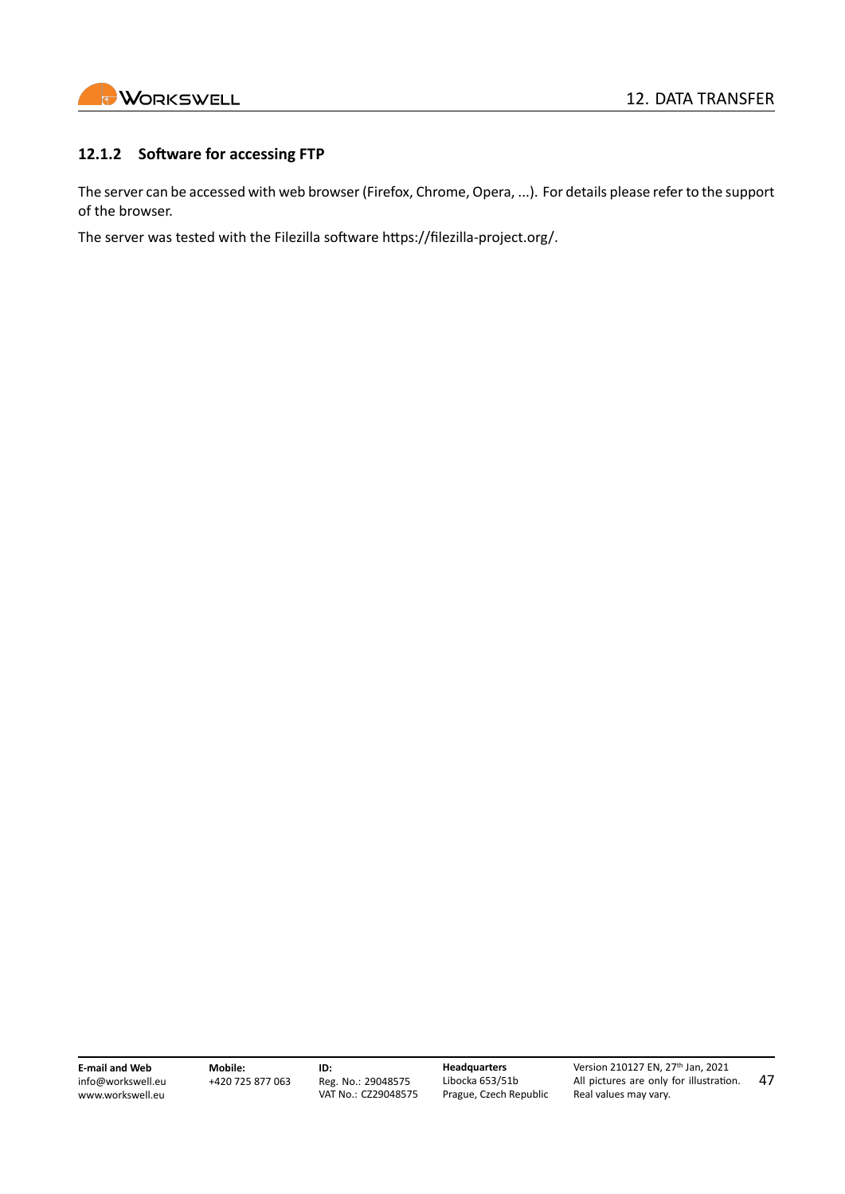### 12.1.2 Software for accessing FTP

The server can be accessed with web browser (Firefox, Chrome, Opera, ...). For details please refer to the support of the browser.

The server was tested with the Filezilla software https://filezilla-project.org/.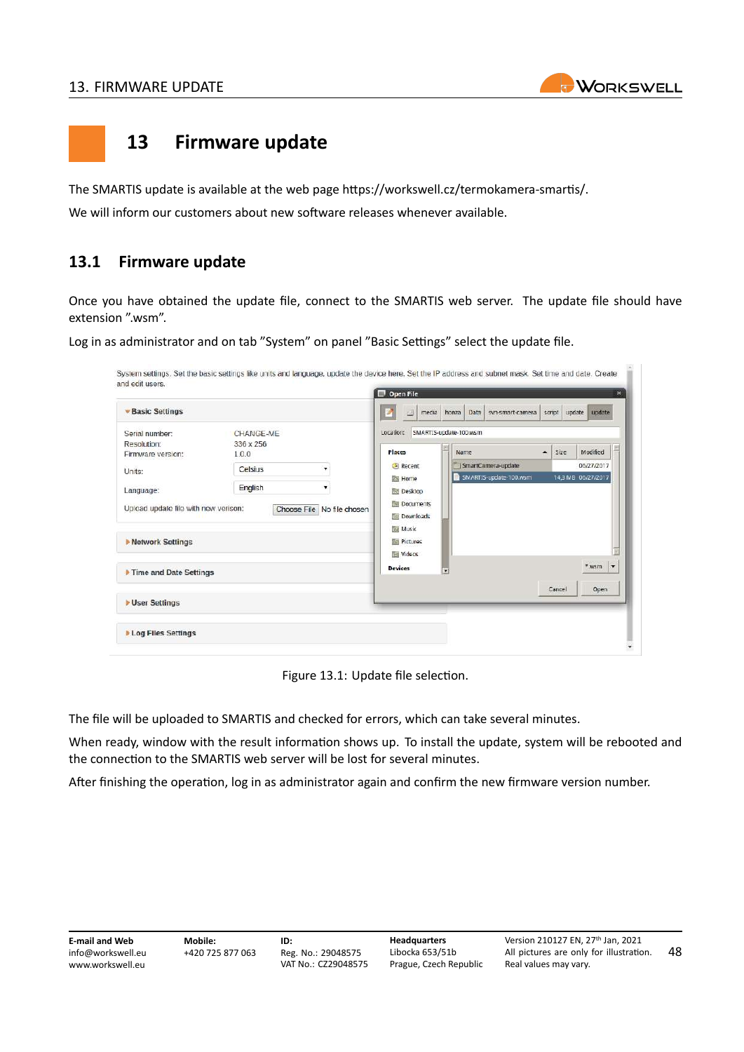# 13 Firmware update

The SMARTIS update is available at the web page https://workswell.cz/termokamera-smartis/.

We will inform our customers about new software releases whenever available.

## 13.1 Firmware update

Once you have obtained the update file, connect to the SMARTIS web server. The update file should have extension ”.wsm”.

Log in as administrator and on tab ”System” on panel ”Basic Settings” select the update file.

Figure 13.1: Update file selection.

The file will be uploaded to SMARTIS and checked for errors, which can take several minutes.

When ready, window with the result information shows up. To install the update, system will be rebooted and the connection to the SMARTIS web server will be lost for several minutes.

After finishing the operation, log in as administrator again and confirm the new firmware version number.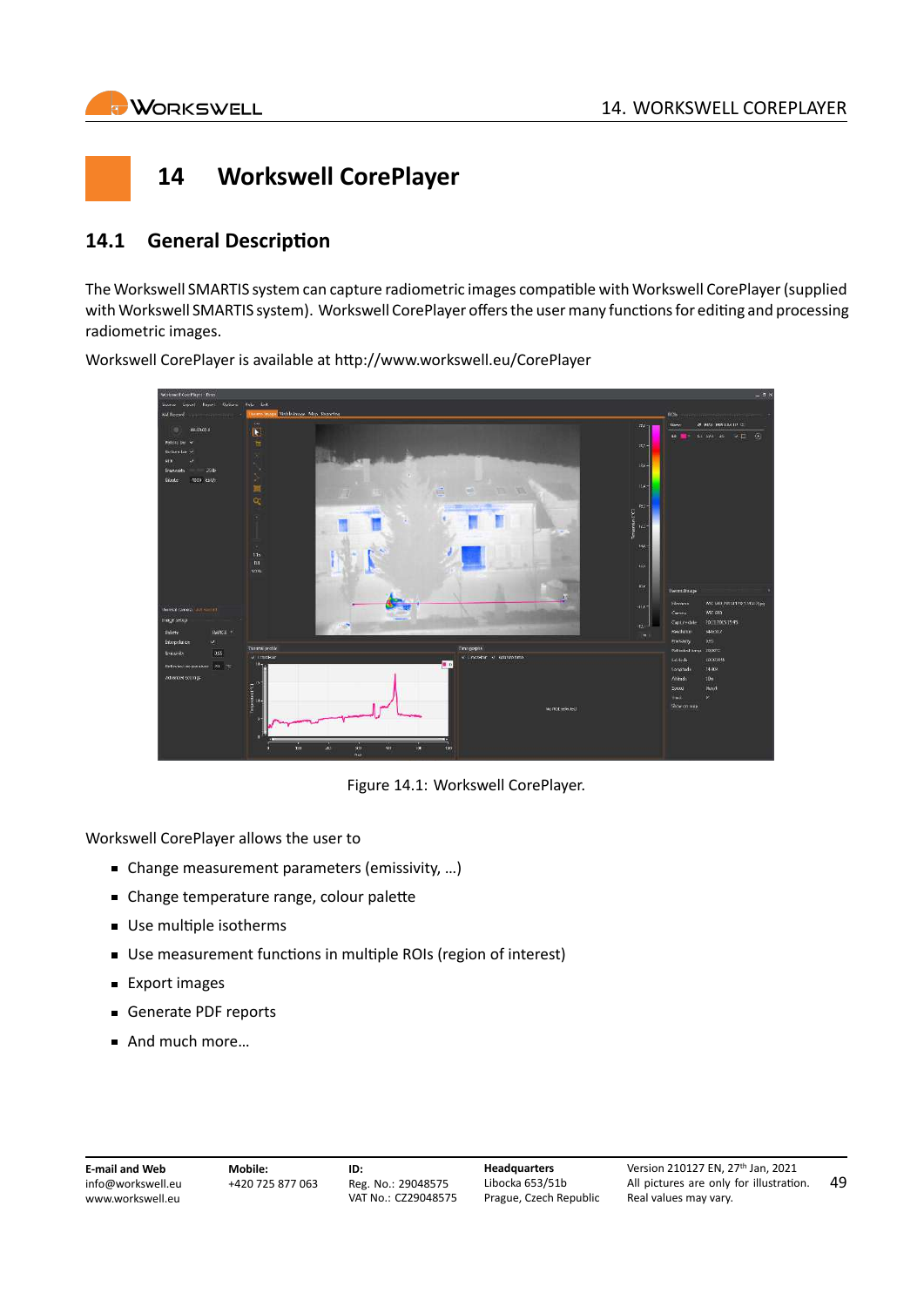# 14 Workswell CorePlayer

## 14.1 General Description

The Workswell SMARTIS system can capture radiometric images compatible with Workswell CorePlayer (supplied with Workswell SMARTIS system). Workswell CorePlayer offers the user many functions for editing and processing radiometric images.

Workswell CorePlayer is available at http://www.workswell.eu/CorePlayer

Figure 14.1: Workswell CorePlayer.

Workswell CorePlayer allows the user to

- Change measurement parameters (emissivity, ...)
- Change temperature range, colour palette
- Use multiple isotherms
- Use measurement functions in multiple ROIs (region of interest)
- Export images
- Generate PDF reports
- And much more...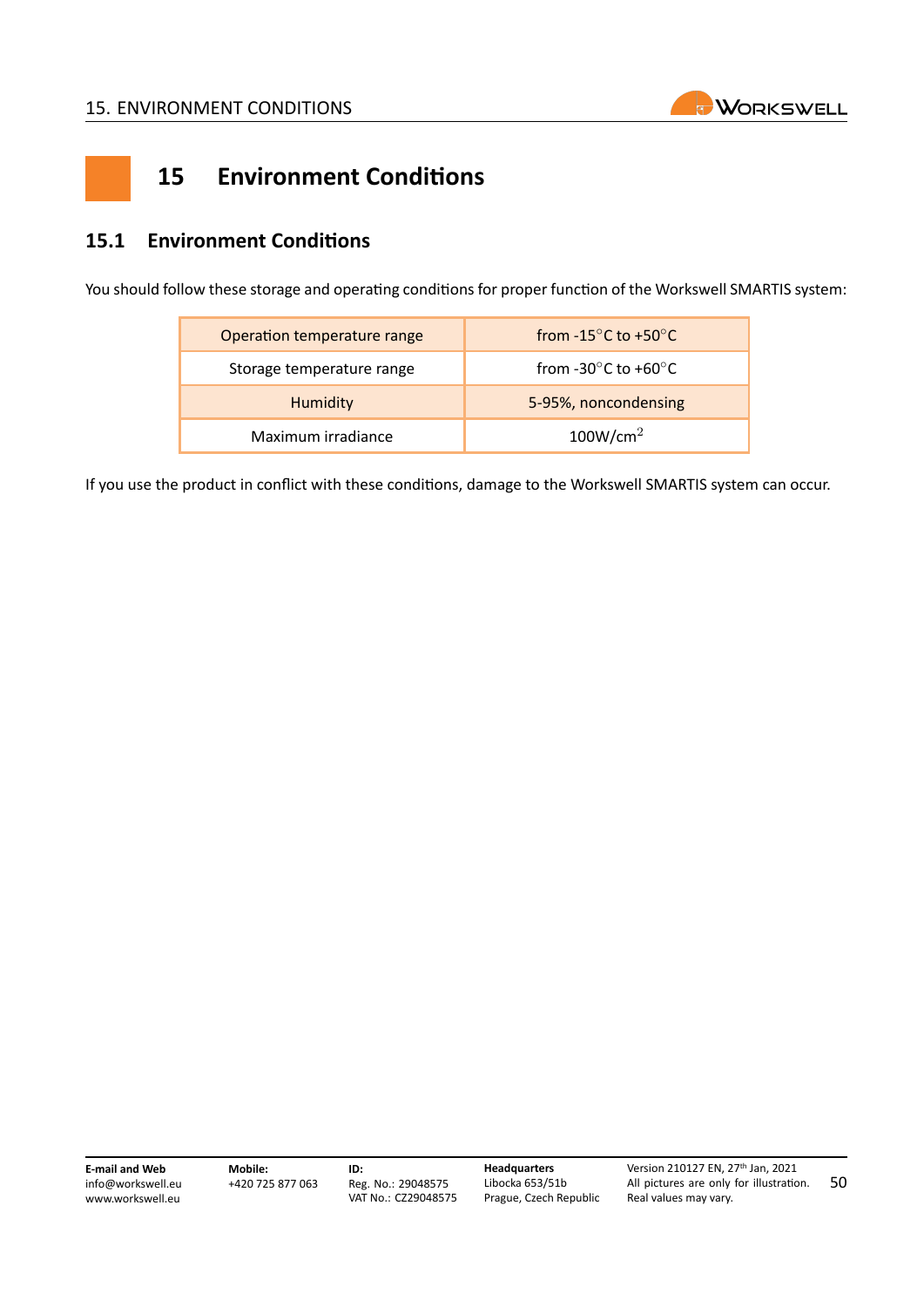# 15 Environment Conditions

## 15.1 Environment Conditions

You should follow these storage and operating conditions for proper function of the Workswell SMARTIS system:

| | |
|---|---|
| Operation temperature range | from -15°C to +50°C |
| Storage temperature range | from -30°C to +60°C |
| Humidity | 5-95%, noncondensing |
| Maximum irradiance | $100 W/cm^2$ |

If you use the product in conflict with these conditions, damage to the Workswell SMARTIS system can occur.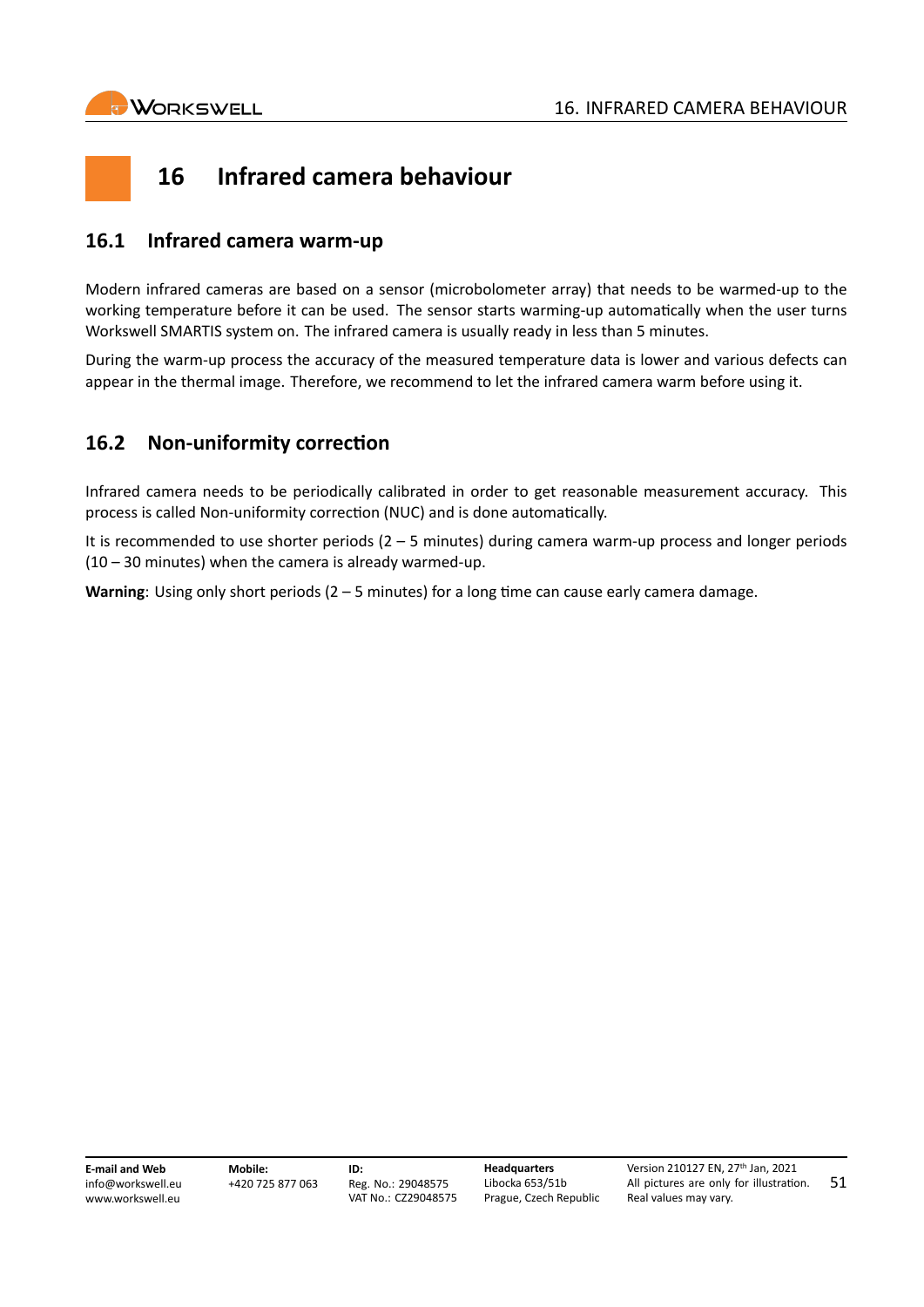# 16 Infrared camera behaviour

## 16.1 Infrared camera warm-up

Modern infrared cameras are based on a sensor (microbolometer array) that needs to be warmed-up to the working temperature before it can be used. The sensor starts warming-up automatically when the user turns Workswell SMARTIS system on. The infrared camera is usually ready in less than 5 minutes.

During the warm-up process the accuracy of the measured temperature data is lower and various defects can appear in the thermal image. Therefore, we recommend to let the infrared camera warm before using it.

## 16.2 Non-uniformity correction

Infrared camera needs to be periodically calibrated in order to get reasonable measurement accuracy. This process is called Non-uniformity correction (NUC) and is done automatically.

It is recommended to use shorter periods (2 – 5 minutes) during camera warm-up process and longer periods (10 – 30 minutes) when the camera is already warmed-up.

**Warning**: Using only short periods (2 – 5 minutes) for a long time can cause early camera damage.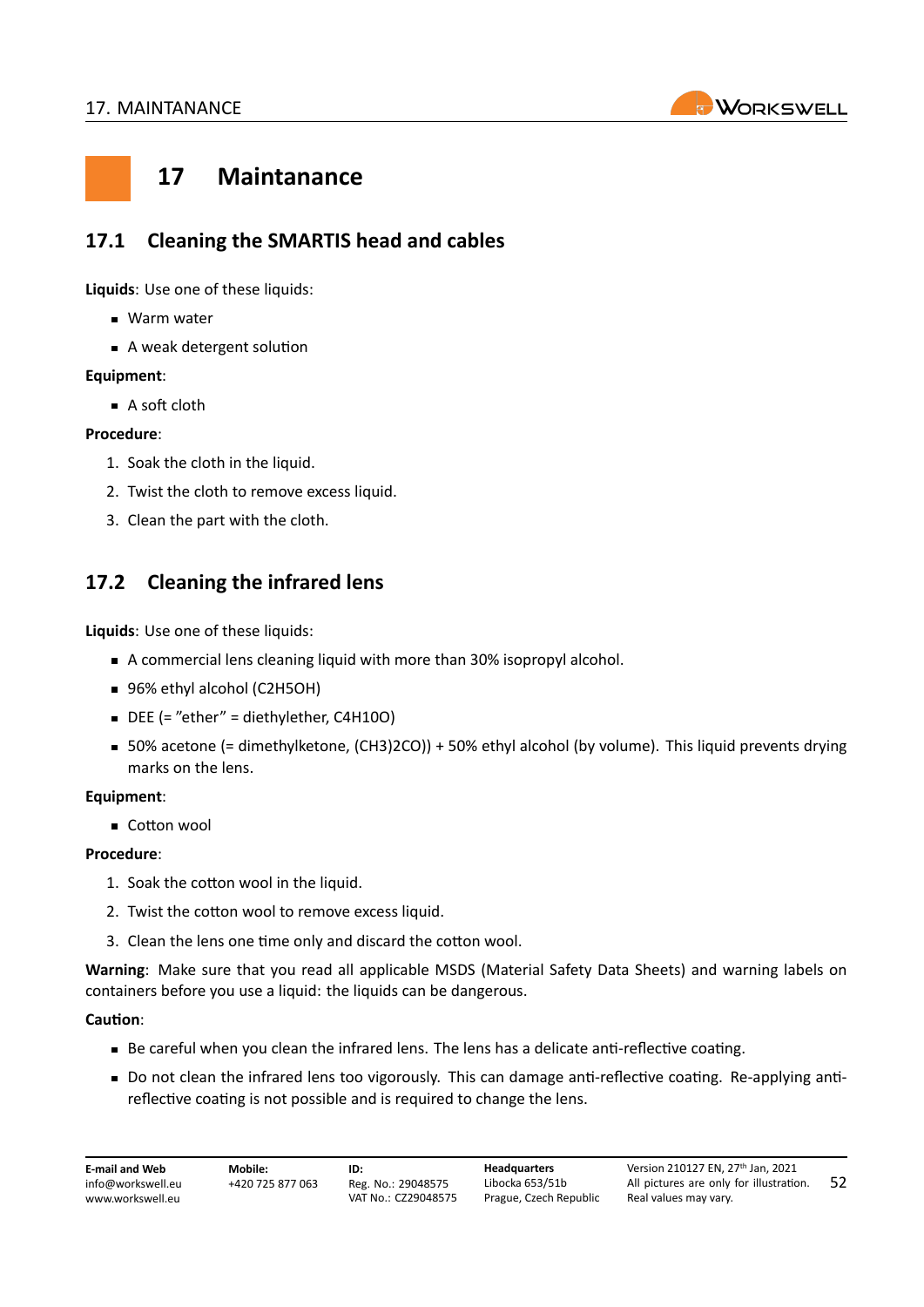# 17 Maintanance

## 17.1 Cleaning the SMARTIS head and cables

**Liquids**: Use one of these liquids:

- Warm water
- A weak detergent solution

**Equipment**:

- A soft cloth

**Procedure**:

1. Soak the cloth in the liquid.
2. Twist the cloth to remove excess liquid.
3. Clean the part with the cloth.

## 17.2 Cleaning the infrared lens

**Liquids**: Use one of these liquids:

- A commercial lens cleaning liquid with more than 30% isopropyl alcohol.
- 96% ethyl alcohol ($C_2H_5OH$)
- DEE (= "ether" = diethylether, $C_4H_{10}O$)
- 50% acetone (= dimethylketone, $(CH_3)_2CO$)) + 50% ethyl alcohol (by volume). This liquid prevents drying marks on the lens.

**Equipment**:

- Cotton wool

**Procedure**:

1. Soak the cotton wool in the liquid.
2. Twist the cotton wool to remove excess liquid.
3. Clean the lens one time only and discard the cotton wool.

**Warning**: Make sure that you read all applicable MSDS (Material Safety Data Sheets) and warning labels on containers before you use a liquid: the liquids can be dangerous.

**Caution**:

- Be careful when you clean the infrared lens. The lens has a delicate anti-reflective coating.
- Do not clean the infrared lens too vigorously. This can damage anti-reflective coating. Re-applying anti-reflective coating is not possible and is required to change the lens.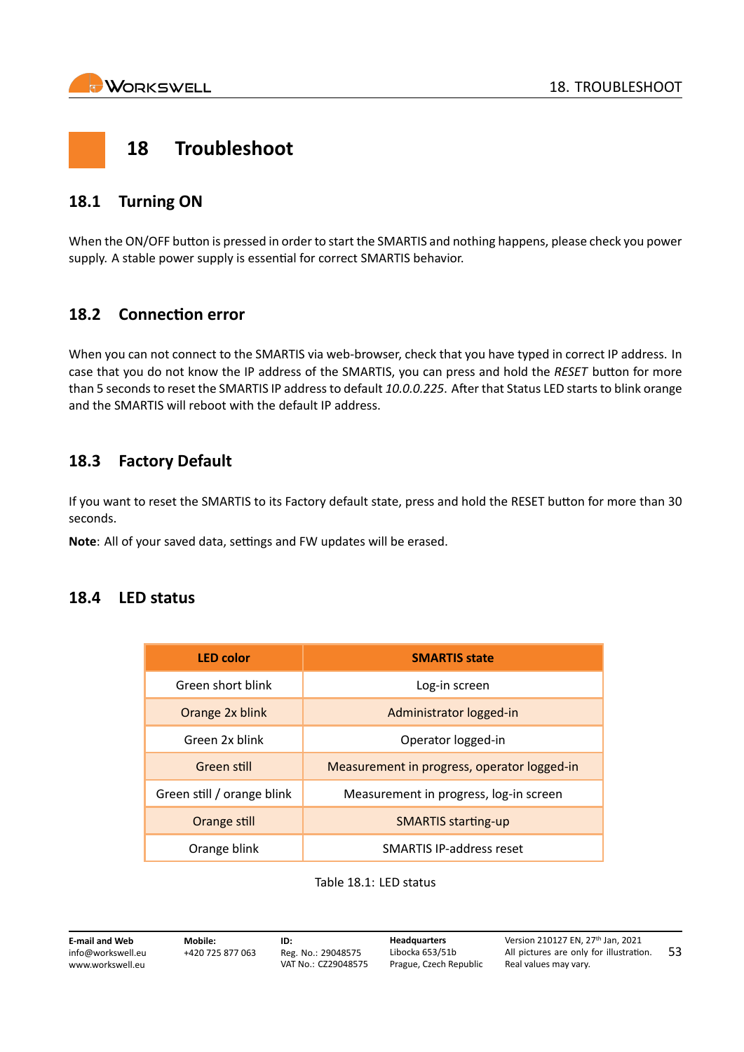# 18 Troubleshoot

## 18.1 Turning ON

When the ON/OFF button is pressed in order to start the SMARTIS and nothing happens, please check you power supply. A stable power supply is essential for correct SMARTIS behavior.

## 18.2 Connection error

When you can not connect to the SMARTIS via web-browser, check that you have typed in correct IP address. In case that you do not know the IP address of the SMARTIS, you can press and hold the *RESET* button for more than 5 seconds to reset the SMARTIS IP address to default *10.0.0.225*. After that Status LED starts to blink orange and the SMARTIS will reboot with the default IP address.

## 18.3 Factory Default

If you want to reset the SMARTIS to its Factory default state, press and hold the RESET button for more than 30 seconds.

**Note**: All of your saved data, settings and FW updates will be erased.

## 18.4 LED status

| LED color | SMARTIS state |
|---|---|
| Green short blink | Log-in screen |
| Orange 2x blink | Administrator logged-in |
| Green 2x blink | Operator logged-in |
| Green still | Measurement in progress, operator logged-in |
| Green still / orange blink | Measurement in progress, log-in screen |
| Orange still | SMARTIS starting-up |
| Orange blink | SMARTIS IP-address reset |

Table 18.1: LED status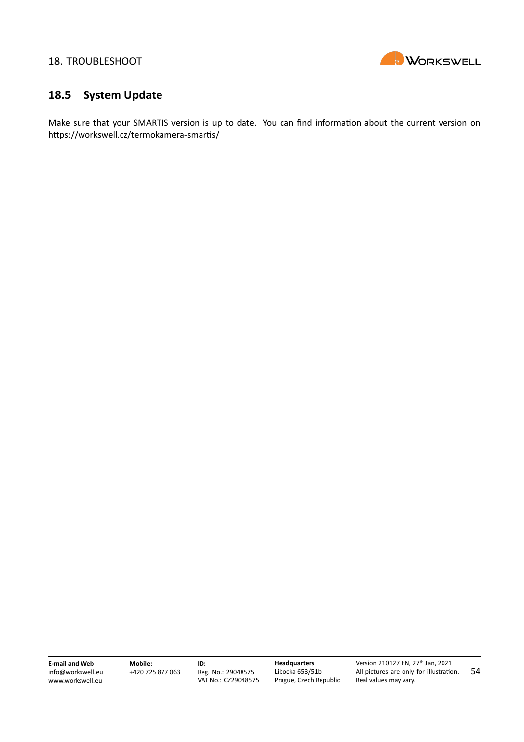## 18.5 System Update

Make sure that your SMARTIS version is up to date. You can find information about the current version on https://workswell.cz/termokamera-smartis/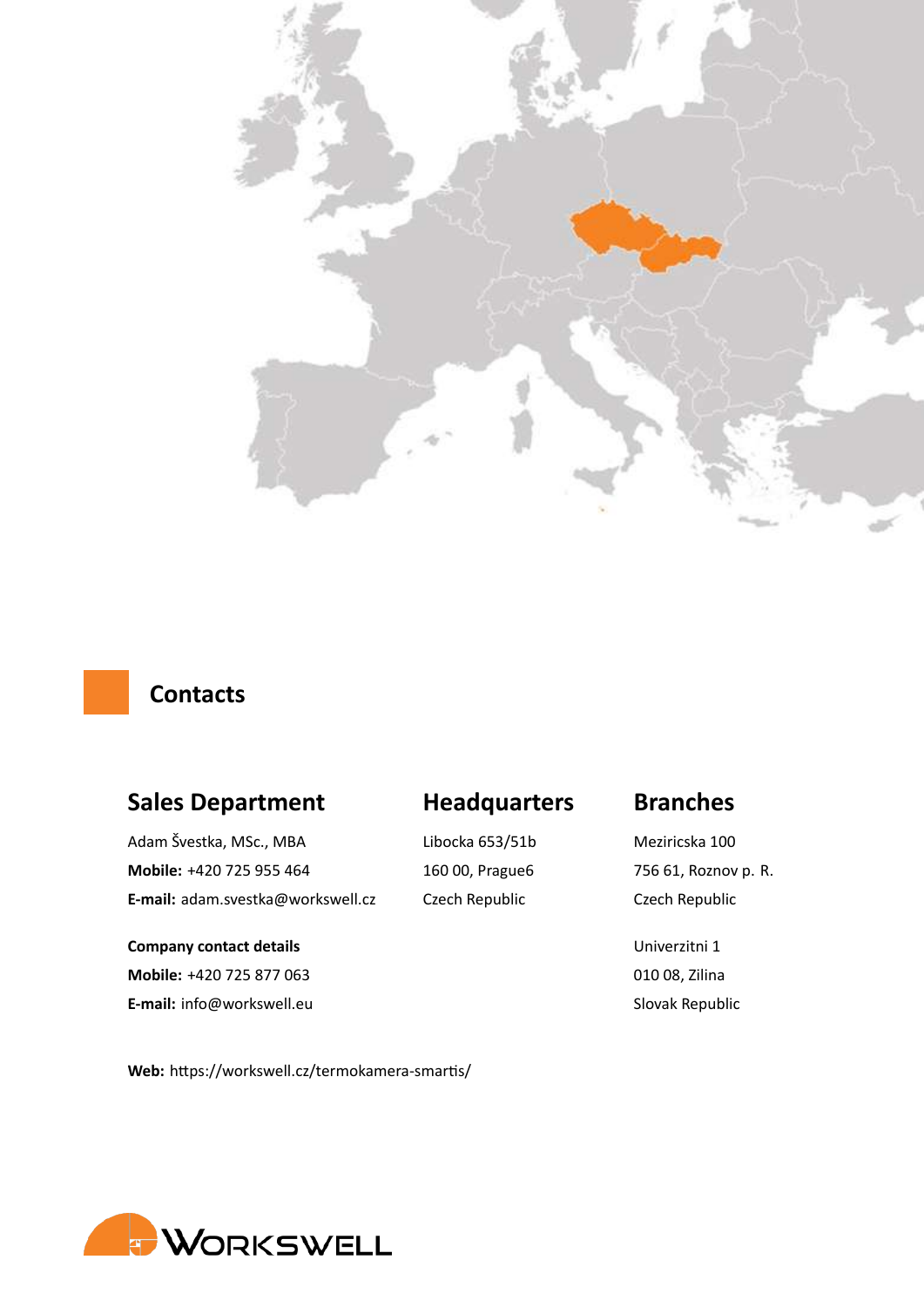# Contacts

## Sales Department

Adam Švestka, MSc., MBA
**Mobile:** +420 725 955 464
**E-mail:** adam.svestka@workswell.cz

**Company contact details**
**Mobile:** +420 725 877 063
**E-mail:** info@workswell.eu

## Headquarters

Libocka 653/51b
160 00, Prague6
Czech Republic

## Branches

Meziricska 100
756 61, Roznov p. R.
Czech Republic

Univerzitni 1
010 08, Zilina
Slovak Republic

**Web:** https://workswell.cz/termokamera-smartis/

WORKSWELL